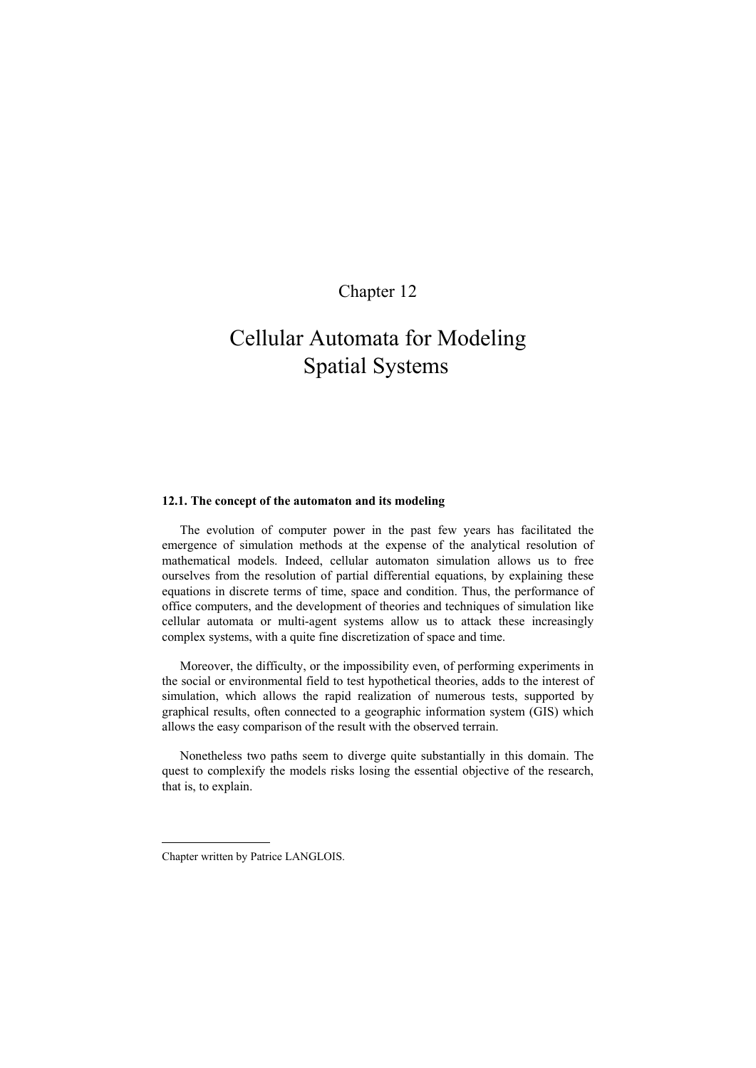Chapter 12

# Cellular Automata for Modeling Spatial Systems

### 12.1. The concept of the automaton and its modeling

The evolution of computer power in the past few years has facilitated the emergence of simulation methods at the expense of the analytical resolution of mathematical models. Indeed, cellular automaton simulation allows us to free ourselves from the resolution of partial differential equations, by explaining these equations in discrete terms of time, space and condition. Thus, the performance of office computers, and the development of theories and techniques of simulation like cellular automata or multi-agent systems allow us to attack these increasingly complex systems, with a quite fine discretization of space and time.

Moreover, the difficulty, or the impossibility even, of performing experiments in the social or environmental field to test hypothetical theories, adds to the interest of simulation, which allows the rapid realization of numerous tests, supported by graphical results, often connected to a geographic information system (GIS) which allows the easy comparison of the result with the observed terrain.

Nonetheless two paths seem to diverge quite substantially in this domain. The quest to complexify the models risks losing the essential objective of the research, that is, to explain.

Chapter written by Patrice LANGLOIS.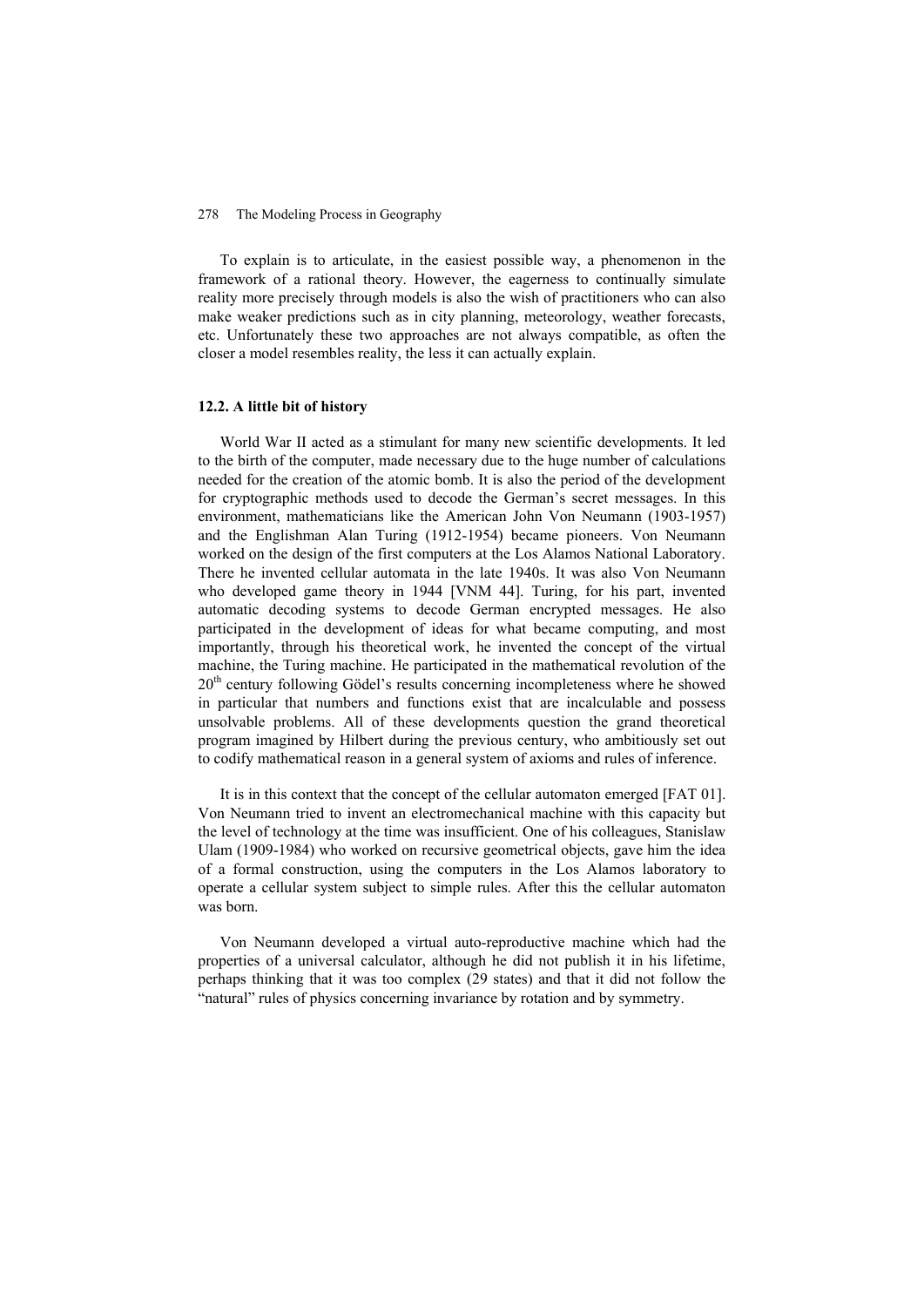To explain is to articulate, in the easiest possible way, a phenomenon in the framework of a rational theory. However, the eagerness to continually simulate reality more precisely through models is also the wish of practitioners who can also make weaker predictions such as in city planning, meteorology, weather forecasts, etc. Unfortunately these two approaches are not always compatible, as often the closer a model resembles reality, the less it can actually explain.

### 12.2. A little bit of history

World War II acted as a stimulant for many new scientific developments. It led to the birth of the computer, made necessary due to the huge number of calculations needed for the creation of the atomic bomb. It is also the period of the development for cryptographic methods used to decode the German's secret messages. In this environment, mathematicians like the American John Von Neumann (1903-1957) and the Englishman Alan Turing (1912-1954) became pioneers. Von Neumann worked on the design of the first computers at the Los Alamos National Laboratory. There he invented cellular automata in the late 1940s. It was also Von Neumann who developed game theory in 1944 [VNM 44]. Turing, for his part, invented automatic decoding systems to decode German encrypted messages. He also participated in the development of ideas for what became computing, and most importantly, through his theoretical work, he invented the concept of the virtual machine, the Turing machine. He participated in the mathematical revolution of the 20th century following Gödel's results concerning incompleteness where he showed in particular that numbers and functions exist that are incalculable and possess unsolvable problems. All of these developments question the grand theoretical program imagined by Hilbert during the previous century, who ambitiously set out to codify mathematical reason in a general system of axioms and rules of inference.

It is in this context that the concept of the cellular automaton emerged [FAT 01]. Von Neumann tried to invent an electromechanical machine with this capacity but the level of technology at the time was insufficient. One of his colleagues, Stanislaw Ulam (1909-1984) who worked on recursive geometrical objects, gave him the idea of a formal construction, using the computers in the Los Alamos laboratory to operate a cellular system subject to simple rules. After this the cellular automaton was born.

Von Neumann developed a virtual auto-reproductive machine which had the properties of a universal calculator, although he did not publish it in his lifetime, perhaps thinking that it was too complex (29 states) and that it did not follow the "natural" rules of physics concerning invariance by rotation and by symmetry.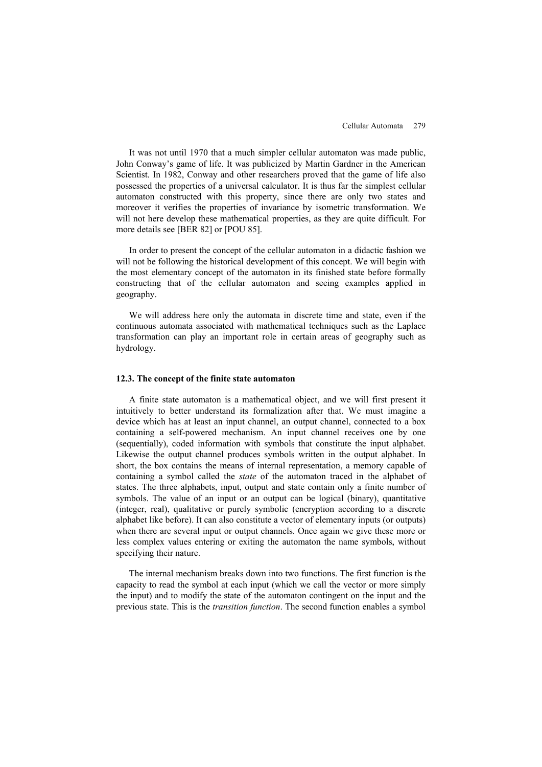It was not until 1970 that a much simpler cellular automaton was made public, John Conway's game of life. It was publicized by Martin Gardner in the American Scientist. In 1982, Conway and other researchers proved that the game of life also possessed the properties of a universal calculator. It is thus far the simplest cellular automaton constructed with this property, since there are only two states and moreover it verifies the properties of invariance by isometric transformation. We will not here develop these mathematical properties, as they are quite difficult. For more details see [BER 82] or [POU 85].

In order to present the concept of the cellular automaton in a didactic fashion we will not be following the historical development of this concept. We will begin with the most elementary concept of the automaton in its finished state before formally constructing that of the cellular automaton and seeing examples applied in geography.

We will address here only the automata in discrete time and state, even if the continuous automata associated with mathematical techniques such as the Laplace transformation can play an important role in certain areas of geography such as hydrology.

### 12.3. The concept of the finite state automaton

A finite state automaton is a mathematical object, and we will first present it intuitively to better understand its formalization after that. We must imagine a device which has at least an input channel, an output channel, connected to a box containing a self-powered mechanism. An input channel receives one by one (sequentially), coded information with symbols that constitute the input alphabet. Likewise the output channel produces symbols written in the output alphabet. In short, the box contains the means of internal representation, a memory capable of containing a symbol called the *state* of the automaton traced in the alphabet of states. The three alphabets, input, output and state contain only a finite number of symbols. The value of an input or an output can be logical (binary), quantitative (integer, real), qualitative or purely symbolic (encryption according to a discrete alphabet like before). It can also constitute a vector of elementary inputs (or outputs) when there are several input or output channels. Once again we give these more or less complex values entering or exiting the automaton the name symbols, without specifying their nature.

The internal mechanism breaks down into two functions. The first function is the capacity to read the symbol at each input (which we call the vector or more simply the input) and to modify the state of the automaton contingent on the input and the previous state. This is the *transition function*. The second function enables a symbol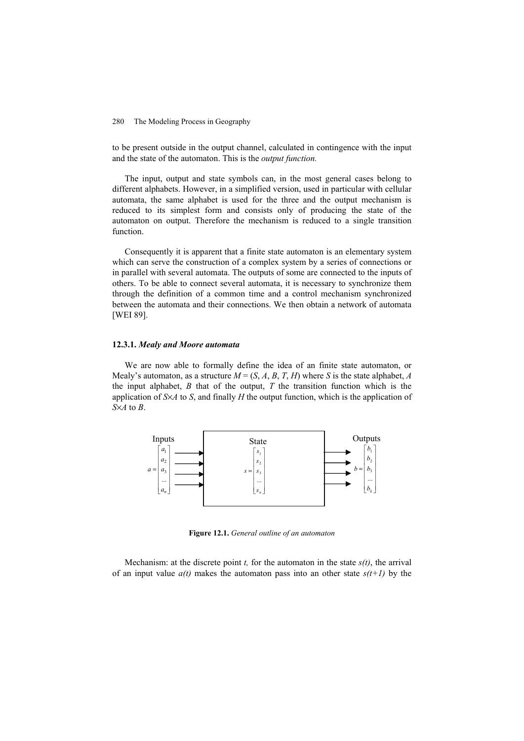to be present outside in the output channel, calculated in contingence with the input and the state of the automaton. This is the *output function.*

The input, output and state symbols can, in the most general cases belong to different alphabets. However, in a simplified version, used in particular with cellular automata, the same alphabet is used for the three and the output mechanism is reduced to its simplest form and consists only of producing the state of the automaton on output. Therefore the mechanism is reduced to a single transition function.

Consequently it is apparent that a finite state automaton is an elementary system which can serve the construction of a complex system by a series of connections or in parallel with several automata. The outputs of some are connected to the inputs of others. To be able to connect several automata, it is necessary to synchronize them through the definition of a common time and a control mechanism synchronized between the automata and their connections. We then obtain a network of automata [WEI 89].

### 12.3.1. *Mealy and Moore automata*

We are now able to formally define the idea of an finite state automaton, or Mealy's automaton, as a structure $M = (S, A, B, T, H)$ where $S$ is the state alphabet, $A$ the input alphabet, $B$ that of the output, $T$ the transition function which is the application of $S{\times}A$ to $S$, and finally $H$ the output function, which is the application of $S{\times}A$ to $B$.

Inputs

$$a = \begin{bmatrix} a_1 \\ a_2 \\ a_3 \\ \ldots \\ a_n \end{bmatrix}$$

State

$$s = \begin{bmatrix} s_1 \\ s_2 \\ s_3 \\ \ldots \\ s_n \end{bmatrix}$$

Outputs

$$b = \begin{bmatrix} b_1 \\ b_2 \\ b_3 \\ \ldots \\ b_k \end{bmatrix}$$

**Figure 12.1.** *General outline of an automaton*

Mechanism: at the discrete point *t,* for the automaton in the state $s(t)$, the arrival of an input value $a(t)$ makes the automaton pass into an other state $s(t+1)$ by the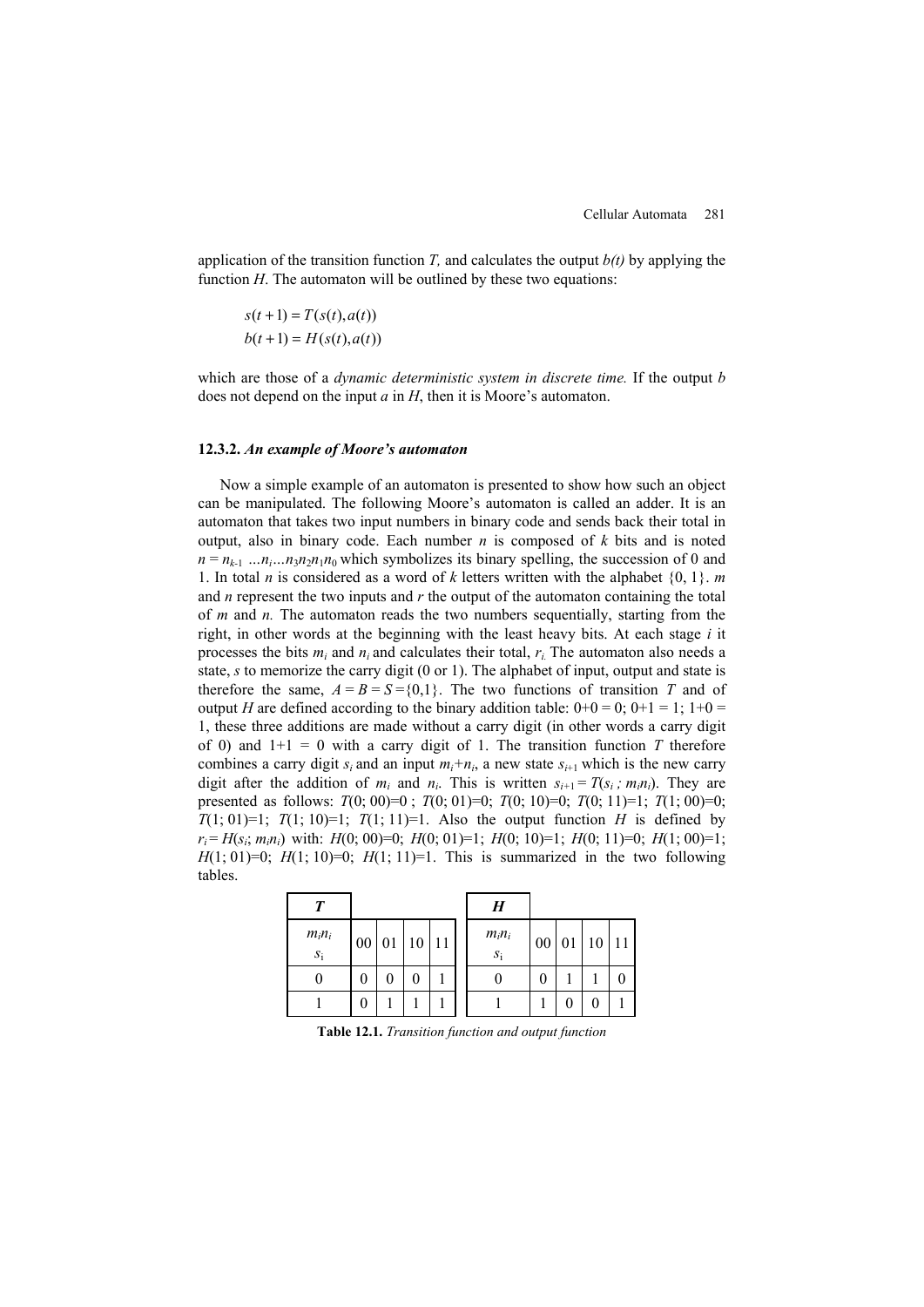application of the transition function *T,* and calculates the output *b(t)* by applying the function *H*. The automaton will be outlined by these two equations:

$$s(t+1) = T(s(t), a(t))$$
$$b(t+1) = H(s(t), a(t))$$

which are those of a *dynamic deterministic system in discrete time.* If the output *b* does not depend on the input *a* in *H*, then it is Moore's automaton.

### 12.3.2. *An example of Moore's automaton*

Now a simple example of an automaton is presented to show how such an object can be manipulated. The following Moore's automaton is called an adder. It is an automaton that takes two input numbers in binary code and sends back their total in output, also in binary code. Each number *n* is composed of *k* bits and is noted $n = n_{k-1} \ldots n_i \ldots n_3 n_2 n_1 n_0$ which symbolizes its binary spelling, the succession of 0 and 1. In total *n* is considered as a word of *k* letters written with the alphabet {0, 1}. *m* and *n* represent the two inputs and *r* the output of the automaton containing the total of *m* and *n.* The automaton reads the two numbers sequentially, starting from the right, in other words at the beginning with the least heavy bits. At each stage *i* it processes the bits $m_i$ and $n_i$ and calculates their total, $r_i$. The automaton also needs a state, *s* to memorize the carry digit (0 or 1). The alphabet of input, output and state is therefore the same, $A = B = S = \{0,1\}$. The two functions of transition *T* and of output *H* are defined according to the binary addition table: 0+0 = 0; 0+1 = 1; 1+0 = 1, these three additions are made without a carry digit (in other words a carry digit of 0) and 1+1 = 0 with a carry digit of 1. The transition function *T* therefore combines a carry digit $s_i$ and an input $m_i+n_i$, a new state $s_{i+1}$ which is the new carry digit after the addition of $m_i$ and $n_i$. This is written $s_{i+1} = T(s_i\,;\, m_i n_i)$. They are presented as follows: $T$(0; 00)=0 ; $T$(0; 01)=0; $T$(0; 10)=0; $T$(0; 11)=1; $T$(1; 00)=0; $T$(1; 01)=1; $T$(1; 10)=1; $T$(1; 11)=1. Also the output function *H* is defined by $r_i = H(s_i; m_i n_i)$ with: $H$(0; 00)=0; $H$(0; 01)=1; $H$(0; 10)=1; $H$(0; 11)=0; $H$(1; 00)=1; $H$(1; 01)=0; $H$(1; 10)=0; $H$(1; 11)=1. This is summarized in the two following tables.

| ***T*** | | | | |
|---|---|---|---|---|
| $m_i n_i$ / $s_i$ | 00 | 01 | 10 | 11 |
| 0 | 0 | 0 | 0 | 1 |
| 1 | 0 | 1 | 1 | 1 |

| ***H*** | | | | |
|---|---|---|---|---|
| $m_i n_i$ / $s_i$ | 00 | 01 | 10 | 11 |
| 0 | 0 | 1 | 1 | 0 |
| 1 | 1 | 0 | 0 | 1 |

**Table 12.1.** *Transition function and output function*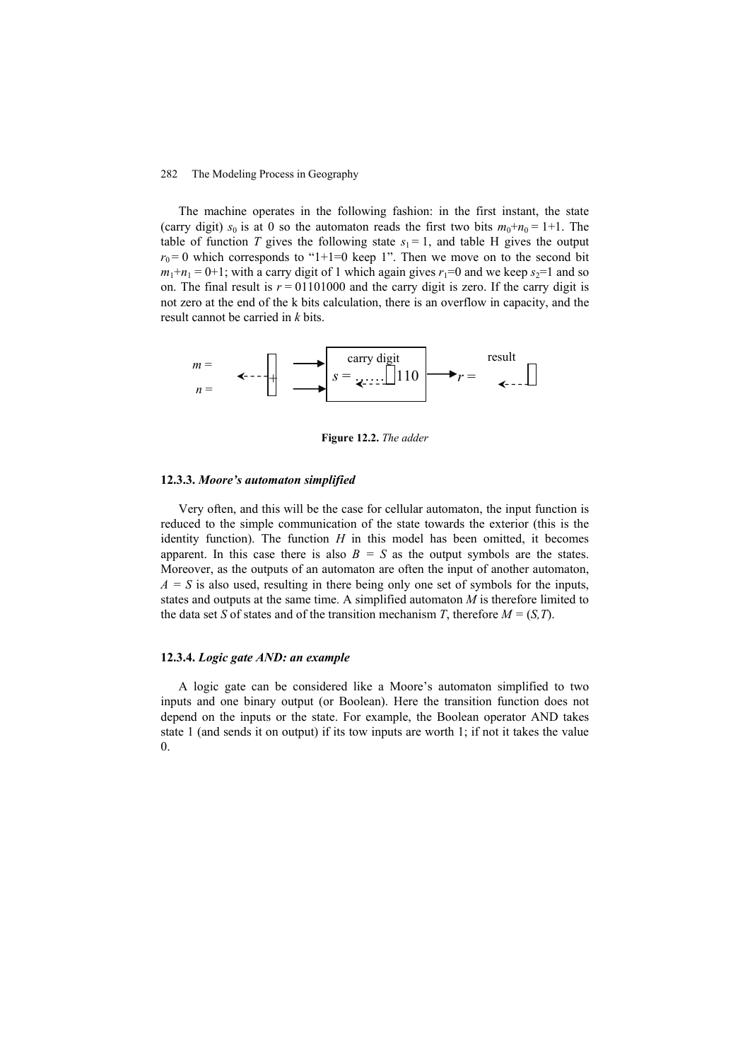The machine operates in the following fashion: in the first instant, the state (carry digit) $s_0$ is at 0 so the automaton reads the first two bits $m_0+n_0 = 1+1$. The table of function $T$ gives the following state $s_1 = 1$, and table H gives the output $r_0 = 0$ which corresponds to "1+1=0 keep 1". Then we move on to the second bit $m_1+n_1 = 0+1$; with a carry digit of 1 which again gives $r_1=0$ and we keep $s_2=1$ and so on. The final result is $r = 01101000$ and the carry digit is zero. If the carry digit is not zero at the end of the k bits calculation, there is an overflow in capacity, and the result cannot be carried in $k$ bits.

$m$ = 
$n$ = 
+
carry digit
$s$ = ...... 110
result
$r$ =

**Figure 12.2.** *The adder*

### 12.3.3. *Moore's automaton simplified*

Very often, and this will be the case for cellular automaton, the input function is reduced to the simple communication of the state towards the exterior (this is the identity function). The function $H$ in this model has been omitted, it becomes apparent. In this case there is also $B = S$ as the output symbols are the states. Moreover, as the outputs of an automaton are often the input of another automaton, $A = S$ is also used, resulting in there being only one set of symbols for the inputs, states and outputs at the same time. A simplified automaton $M$ is therefore limited to the data set $S$ of states and of the transition mechanism $T$, therefore $M = (S,T)$.

### 12.3.4. *Logic gate AND: an example*

A logic gate can be considered like a Moore's automaton simplified to two inputs and one binary output (or Boolean). Here the transition function does not depend on the inputs or the state. For example, the Boolean operator AND takes state 1 (and sends it on output) if its tow inputs are worth 1; if not it takes the value 0.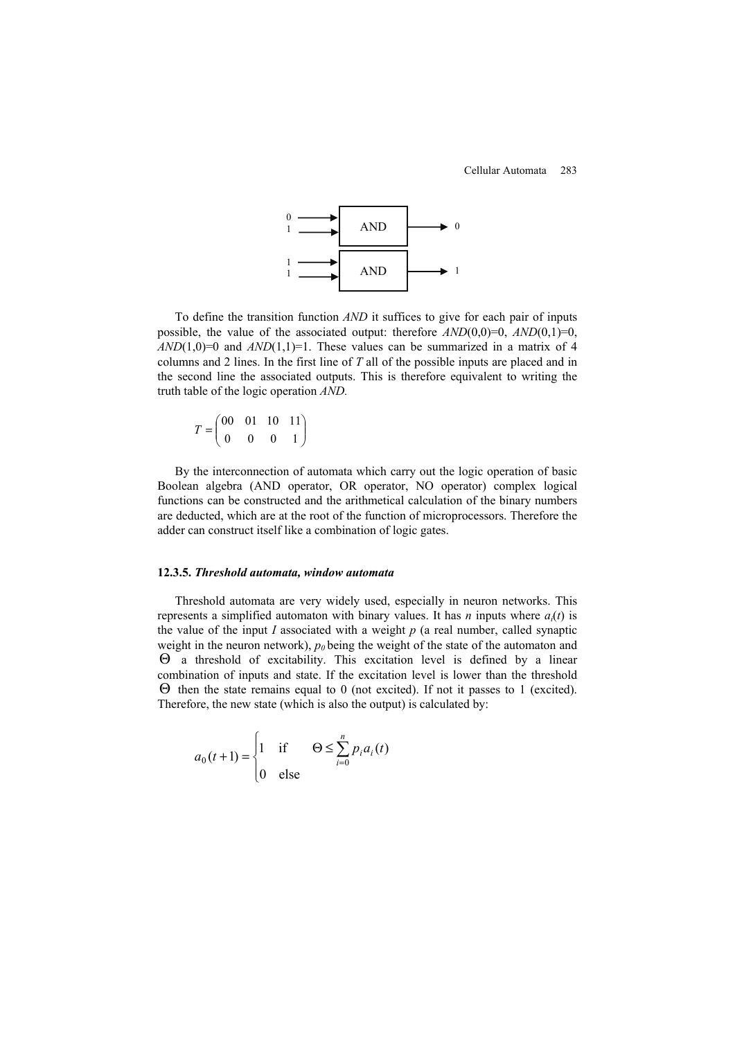To define the transition function *AND* it suffices to give for each pair of inputs possible, the value of the associated output: therefore *AND*(0,0)=0, *AND*(0,1)=0, *AND*(1,0)=0 and *AND*(1,1)=1. These values can be summarized in a matrix of 4 columns and 2 lines. In the first line of *T* all of the possible inputs are placed and in the second line the associated outputs. This is therefore equivalent to writing the truth table of the logic operation *AND.*

$$T = \begin{pmatrix} 00 & 01 & 10 & 11 \\ 0 & 0 & 0 & 1 \end{pmatrix}$$

By the interconnection of automata which carry out the logic operation of basic Boolean algebra (AND operator, OR operator, NO operator) complex logical functions can be constructed and the arithmetical calculation of the binary numbers are deducted, which are at the root of the function of microprocessors. Therefore the adder can construct itself like a combination of logic gates.

#### 12.3.5. *Threshold automata, window automata*

Threshold automata are very widely used, especially in neuron networks. This represents a simplified automaton with binary values. It has *n* inputs where $a_i(t)$ is the value of the input *I* associated with a weight *p* (a real number, called synaptic weight in the neuron network), $p_0$ being the weight of the state of the automaton and $\Theta$ a threshold of excitability. This excitation level is defined by a linear combination of inputs and state. If the excitation level is lower than the threshold $\Theta$ then the state remains equal to 0 (not excited). If not it passes to 1 (excited). Therefore, the new state (which is also the output) is calculated by:

$$a_0(t+1) = \begin{cases} 1 & \text{if} \quad \Theta \leq \sum_{i=0}^{n} p_i a_i(t) \\ 0 & \text{else} \end{cases}$$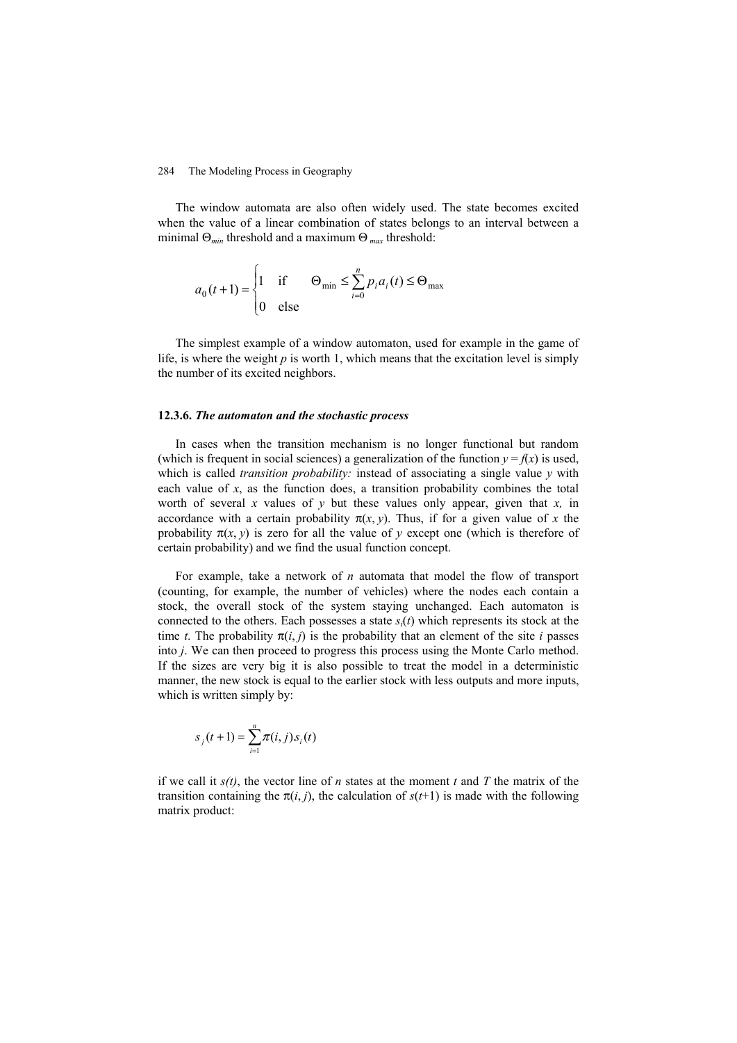The window automata are also often widely used. The state becomes excited when the value of a linear combination of states belongs to an interval between a minimal $\Theta_{min}$ threshold and a maximum $\Theta_{max}$ threshold:

$$a_0(t+1) = \begin{cases} 1 & \text{if} \quad \Theta_{\min} \leq \sum_{i=0}^{n} p_i a_i(t) \leq \Theta_{\max} \\ 0 & \text{else} \end{cases}$$

The simplest example of a window automaton, used for example in the game of life, is where the weight $p$ is worth 1, which means that the excitation level is simply the number of its excited neighbors.

### 12.3.6. *The automaton and the stochastic process*

In cases when the transition mechanism is no longer functional but random (which is frequent in social sciences) a generalization of the function $y = f(x)$ is used, which is called *transition probability:* instead of associating a single value $y$ with each value of $x$, as the function does, a transition probability combines the total worth of several $x$ values of $y$ but these values only appear, given that $x$, in accordance with a certain probability $\pi(x, y)$. Thus, if for a given value of $x$ the probability $\pi(x, y)$ is zero for all the value of $y$ except one (which is therefore of certain probability) and we find the usual function concept.

For example, take a network of $n$ automata that model the flow of transport (counting, for example, the number of vehicles) where the nodes each contain a stock, the overall stock of the system staying unchanged. Each automaton is connected to the others. Each possesses a state $s_i(t)$ which represents its stock at the time $t$. The probability $\pi(i, j)$ is the probability that an element of the site $i$ passes into $j$. We can then proceed to progress this process using the Monte Carlo method. If the sizes are very big it is also possible to treat the model in a deterministic manner, the new stock is equal to the earlier stock with less outputs and more inputs, which is written simply by:

$$s_j(t+1) = \sum_{i=1}^{n} \pi(i, j) s_i(t)$$

if we call it $s(t)$, the vector line of $n$ states at the moment $t$ and $T$ the matrix of the transition containing the $\pi(i, j)$, the calculation of $s(t+1)$ is made with the following matrix product: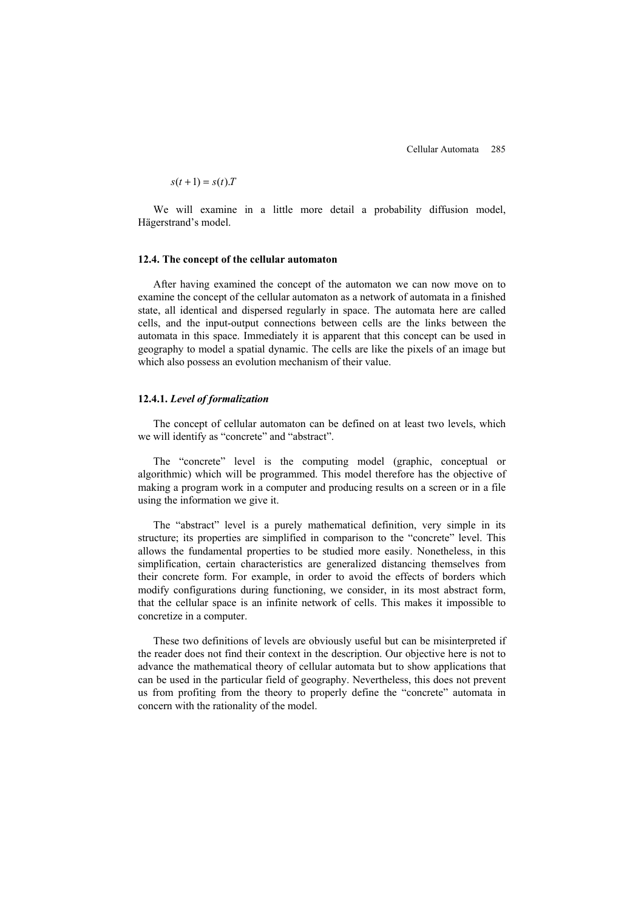$$s(t+1) = s(t).T$$

We will examine in a little more detail a probability diffusion model, Hägerstrand's model.

### 12.4. The concept of the cellular automaton

After having examined the concept of the automaton we can now move on to examine the concept of the cellular automaton as a network of automata in a finished state, all identical and dispersed regularly in space. The automata here are called cells, and the input-output connections between cells are the links between the automata in this space. Immediately it is apparent that this concept can be used in geography to model a spatial dynamic. The cells are like the pixels of an image but which also possess an evolution mechanism of their value.

#### 12.4.1. *Level of formalization*

The concept of cellular automaton can be defined on at least two levels, which we will identify as "concrete" and "abstract".

The "concrete" level is the computing model (graphic, conceptual or algorithmic) which will be programmed. This model therefore has the objective of making a program work in a computer and producing results on a screen or in a file using the information we give it.

The "abstract" level is a purely mathematical definition, very simple in its structure; its properties are simplified in comparison to the "concrete" level. This allows the fundamental properties to be studied more easily. Nonetheless, in this simplification, certain characteristics are generalized distancing themselves from their concrete form. For example, in order to avoid the effects of borders which modify configurations during functioning, we consider, in its most abstract form, that the cellular space is an infinite network of cells. This makes it impossible to concretize in a computer.

These two definitions of levels are obviously useful but can be misinterpreted if the reader does not find their context in the description. Our objective here is not to advance the mathematical theory of cellular automata but to show applications that can be used in the particular field of geography. Nevertheless, this does not prevent us from profiting from the theory to properly define the "concrete" automata in concern with the rationality of the model.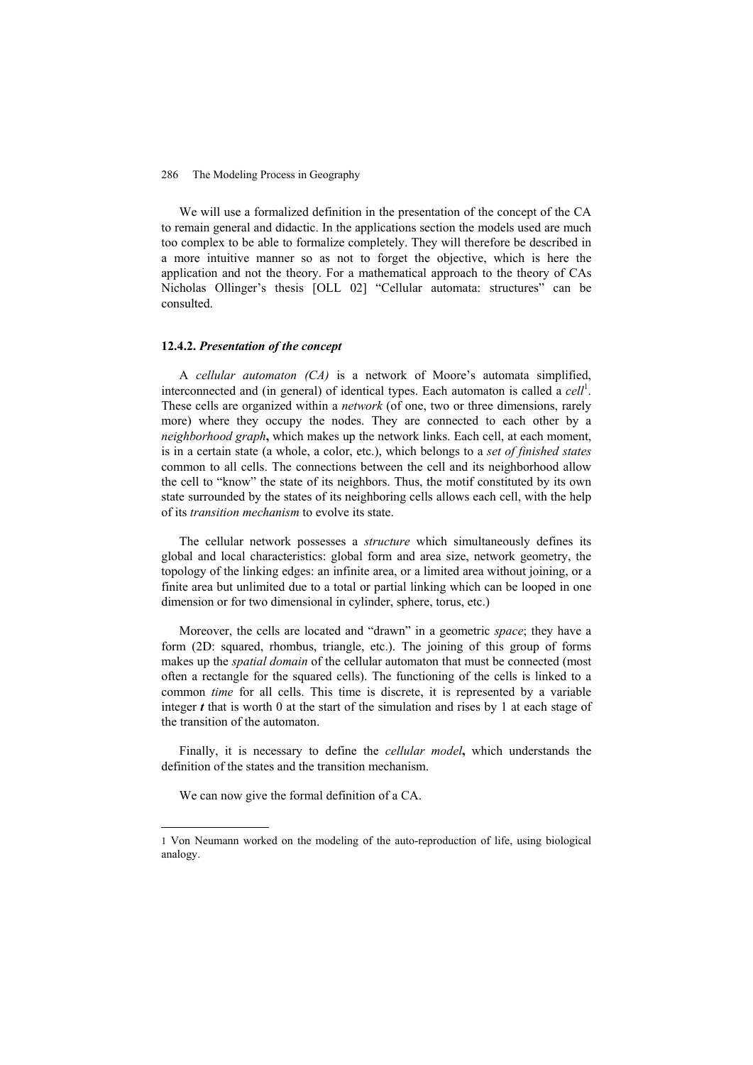We will use a formalized definition in the presentation of the concept of the CA to remain general and didactic. In the applications section the models used are much too complex to be able to formalize completely. They will therefore be described in a more intuitive manner so as not to forget the objective, which is here the application and not the theory. For a mathematical approach to the theory of CAs Nicholas Ollinger's thesis [OLL 02] "Cellular automata: structures" can be consulted.

### 12.4.2. *Presentation of the concept*

A *cellular automaton (CA)* is a network of Moore's automata simplified, interconnected and (in general) of identical types. Each automaton is called a *cell*[1]. These cells are organized within a *network* (of one, two or three dimensions, rarely more) where they occupy the nodes. They are connected to each other by a *neighborhood graph***,** which makes up the network links. Each cell, at each moment, is in a certain state (a whole, a color, etc.), which belongs to a *set of finished states* common to all cells. The connections between the cell and its neighborhood allow the cell to "know" the state of its neighbors. Thus, the motif constituted by its own state surrounded by the states of its neighboring cells allows each cell, with the help of its *transition mechanism* to evolve its state.

The cellular network possesses a *structure* which simultaneously defines its global and local characteristics: global form and area size, network geometry, the topology of the linking edges: an infinite area, or a limited area without joining, or a finite area but unlimited due to a total or partial linking which can be looped in one dimension or for two dimensional in cylinder, sphere, torus, etc.)

Moreover, the cells are located and "drawn" in a geometric *space*; they have a form (2D: squared, rhombus, triangle, etc.). The joining of this group of forms makes up the *spatial domain* of the cellular automaton that must be connected (most often a rectangle for the squared cells). The functioning of the cells is linked to a common *time* for all cells. This time is discrete, it is represented by a variable integer ***t*** that is worth 0 at the start of the simulation and rises by 1 at each stage of the transition of the automaton.

Finally, it is necessary to define the *cellular model***,** which understands the definition of the states and the transition mechanism.

We can now give the formal definition of a CA.

---

1 Von Neumann worked on the modeling of the auto-reproduction of life, using biological analogy.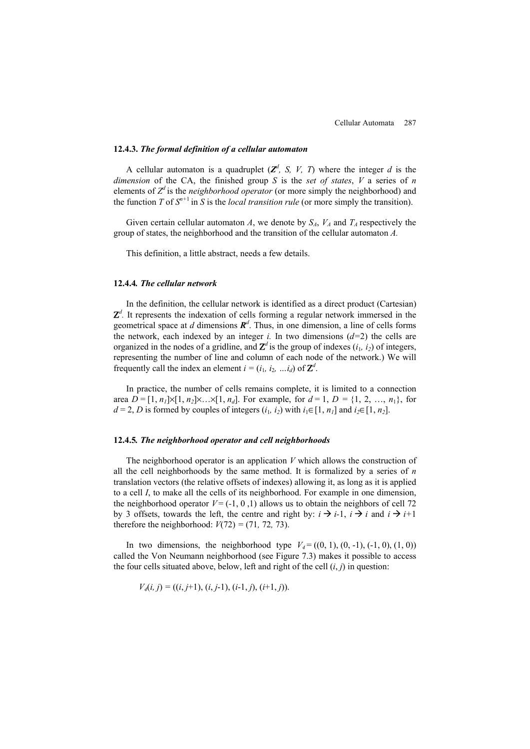### 12.4.3. *The formal definition of a cellular automaton*

A cellular automaton is a quadruplet ($\boldsymbol{Z}^d$, *S*, *V*, *T*) where the integer *d* is the *dimension* of the CA, the finished group *S* is the *set of states*, *V* a series of *n* elements of $Z^d$ is the *neighborhood operator* (or more simply the neighborhood) and the function *T* of $S^{n+1}$ in *S* is the *local transition rule* (or more simply the transition).

Given certain cellular automaton *A*, we denote by $S_A$, $V_A$ and $T_A$ respectively the group of states, the neighborhood and the transition of the cellular automaton *A.*

This definition, a little abstract, needs a few details.

### 12.4.4. *The cellular network*

In the definition, the cellular network is identified as a direct product (Cartesian) $\mathbf{Z}^d$. It represents the indexation of cells forming a regular network immersed in the geometrical space at *d* dimensions $\boldsymbol{R}^d$. Thus, in one dimension, a line of cells forms the network, each indexed by an integer *i.* In two dimensions ($d$=2) the cells are organized in the nodes of a gridline, and $\mathbf{Z}^d$ is the group of indexes ($i_1$, $i_2$) of integers, representing the number of line and column of each node of the network.) We will frequently call the index an element $i = (i_1, i_2, \ldots i_d)$ of $\mathbf{Z}^d$.

In practice, the number of cells remains complete, it is limited to a connection area $D = [1, n_1]\times[1, n_2]\times\ldots\times[1, n_d]$. For example, for $d = 1$, $D = \{1, 2, \ldots, n_1\}$, for $d = 2$, *D* is formed by couples of integers ($i_1$, $i_2$) with $i_1 \in [1, n_1]$ and $i_2 \in [1, n_2]$.

### 12.4.5. *The neighborhood operator and cell neighborhoods*

The neighborhood operator is an application *V* which allows the construction of all the cell neighborhoods by the same method. It is formalized by a series of *n* translation vectors (the relative offsets of indexes) allowing it, as long as it is applied to a cell *I*, to make all the cells of its neighborhood. For example in one dimension, the neighborhood operator $V = (-1, 0, 1)$ allows us to obtain the neighbors of cell 72 by 3 offsets, towards the left, the centre and right by: $i \rightarrow i\text{-}1$, $i \rightarrow i$ and $i \rightarrow i\text{+}1$ therefore the neighborhood: $V(72) = (71, 72, 73)$.

In two dimensions, the neighborhood type $V_4 = ((0, 1), (0, -1), (-1, 0), (1, 0))$ called the Von Neumann neighborhood (see Figure 7.3) makes it possible to access the four cells situated above, below, left and right of the cell ($i$, $j$) in question:

$$V_4(i, j) = ((i, j+1), (i, j-1), (i-1, j), (i+1, j)).$$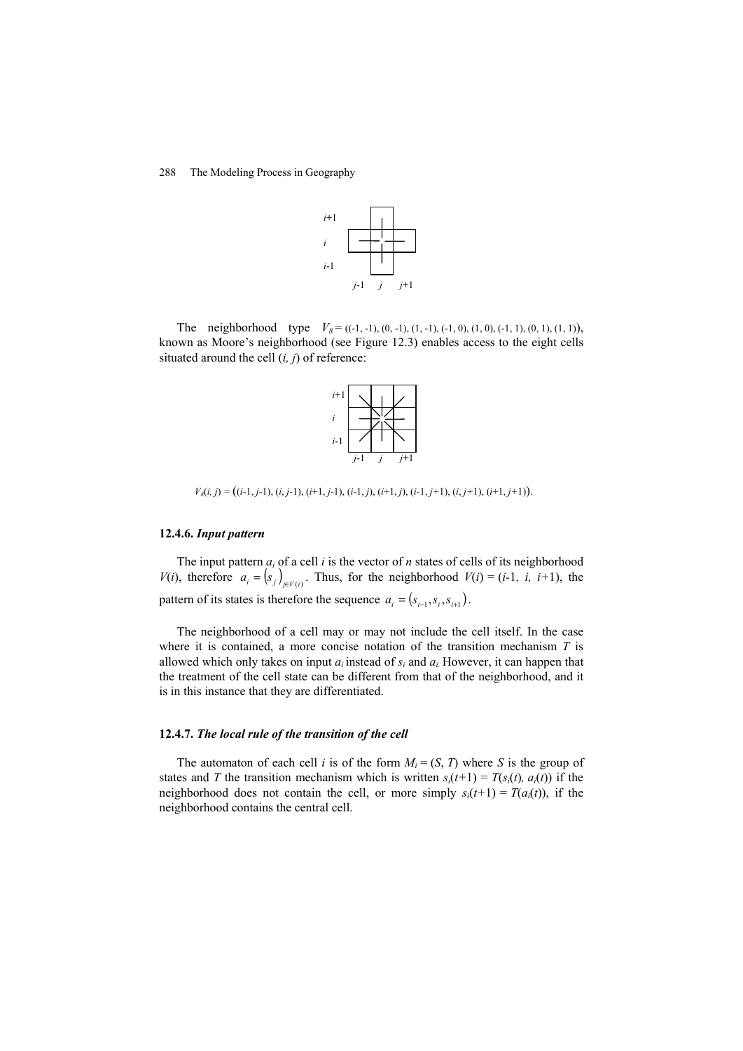The neighborhood type $V_8 = ((-1, -1), (0, -1), (1, -1), (-1, 0), (1, 0), (-1, 1), (0, 1), (1, 1))$, known as Moore's neighborhood (see Figure 12.3) enables access to the eight cells situated around the cell $(i, j)$ of reference:

$$V_8(i, j) = ((i\text{-}1, j\text{-}1), (i, j\text{-}1), (i\text{+}1, j\text{-}1), (i\text{-}1, j), (i\text{+}1, j), (i\text{-}1, j\text{+}1), (i, j\text{+}1), (i\text{+}1, j\text{+}1)).$$

### 12.4.6. *Input pattern*

The input pattern $a_i$ of a cell $i$ is the vector of $n$ states of cells of its neighborhood $V(i)$, therefore $a_i = (s_j)_{j \in V(i)}$. Thus, for the neighborhood $V(i) = (i\text{-}1, i, i\text{+}1)$, the pattern of its states is therefore the sequence $a_i = (s_{i-1}, s_i, s_{i+1})$.

The neighborhood of a cell may or may not include the cell itself. In the case where it is contained, a more concise notation of the transition mechanism $T$ is allowed which only takes on input $a_i$ instead of $s_i$ and $a_i$. However, it can happen that the treatment of the cell state can be different from that of the neighborhood, and it is in this instance that they are differentiated.

### 12.4.7. *The local rule of the transition of the cell*

The automaton of each cell $i$ is of the form $M_i = (S, T)$ where $S$ is the group of states and $T$ the transition mechanism which is written $s_i(t\text{+}1) = T(s_i(t), a_i(t))$ if the neighborhood does not contain the cell, or more simply $s_i(t\text{+}1) = T(a_i(t))$, if the neighborhood contains the central cell.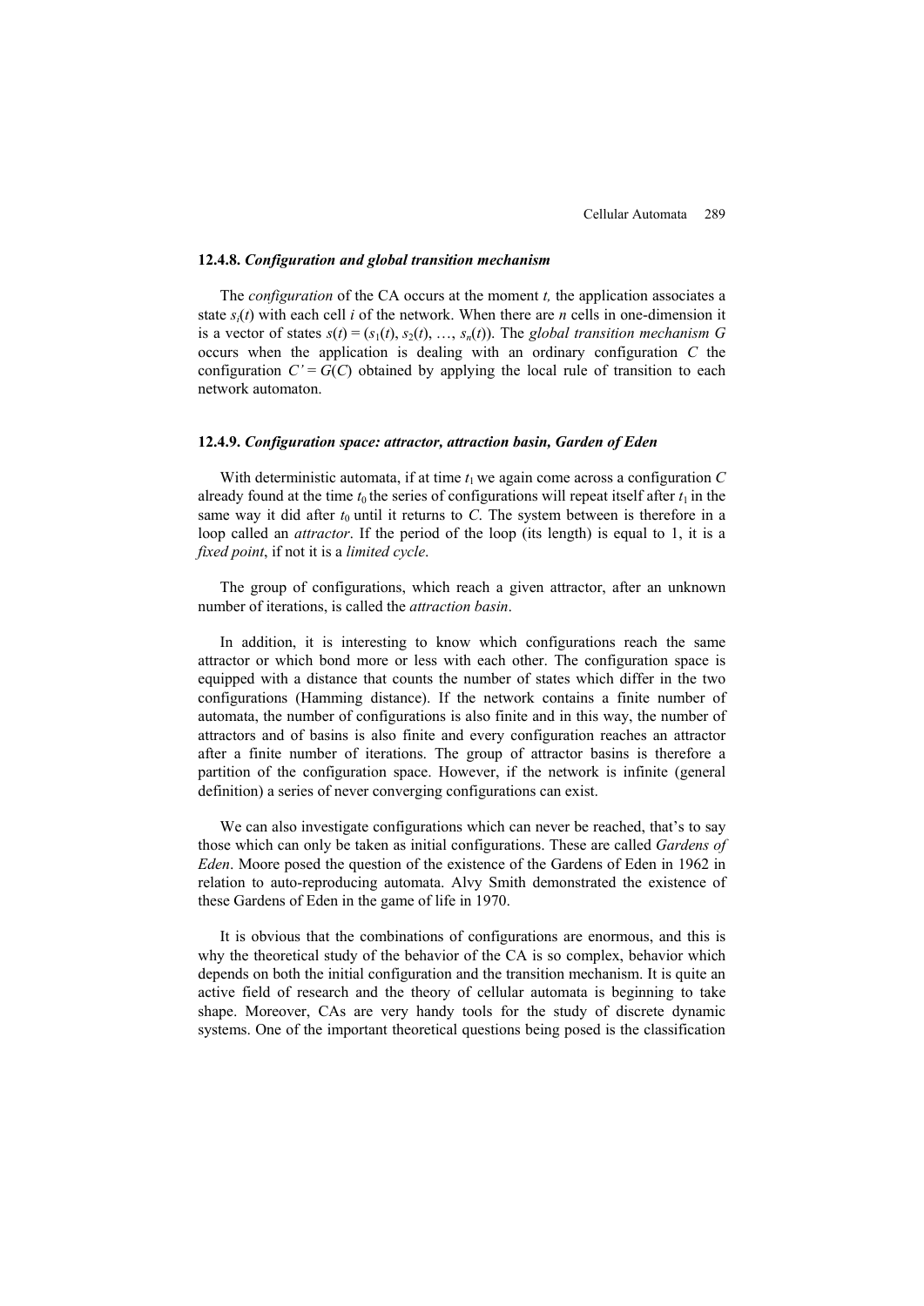### 12.4.8. *Configuration and global transition mechanism*

The *configuration* of the CA occurs at the moment $t$, the application associates a state $s_i(t)$ with each cell $i$ of the network. When there are $n$ cells in one-dimension it is a vector of states $s(t) = (s_1(t), s_2(t), \ldots, s_n(t))$. The *global transition mechanism* $G$ occurs when the application is dealing with an ordinary configuration $C$ the configuration $C' = G(C)$ obtained by applying the local rule of transition to each network automaton.

### 12.4.9. *Configuration space: attractor, attraction basin, Garden of Eden*

With deterministic automata, if at time $t_1$ we again come across a configuration $C$ already found at the time $t_0$ the series of configurations will repeat itself after $t_1$ in the same way it did after $t_0$ until it returns to $C$. The system between is therefore in a loop called an *attractor*. If the period of the loop (its length) is equal to 1, it is a *fixed point*, if not it is a *limited cycle*.

The group of configurations, which reach a given attractor, after an unknown number of iterations, is called the *attraction basin*.

In addition, it is interesting to know which configurations reach the same attractor or which bond more or less with each other. The configuration space is equipped with a distance that counts the number of states which differ in the two configurations (Hamming distance). If the network contains a finite number of automata, the number of configurations is also finite and in this way, the number of attractors and of basins is also finite and every configuration reaches an attractor after a finite number of iterations. The group of attractor basins is therefore a partition of the configuration space. However, if the network is infinite (general definition) a series of never converging configurations can exist.

We can also investigate configurations which can never be reached, that's to say those which can only be taken as initial configurations. These are called *Gardens of Eden*. Moore posed the question of the existence of the Gardens of Eden in 1962 in relation to auto-reproducing automata. Alvy Smith demonstrated the existence of these Gardens of Eden in the game of life in 1970.

It is obvious that the combinations of configurations are enormous, and this is why the theoretical study of the behavior of the CA is so complex, behavior which depends on both the initial configuration and the transition mechanism. It is quite an active field of research and the theory of cellular automata is beginning to take shape. Moreover, CAs are very handy tools for the study of discrete dynamic systems. One of the important theoretical questions being posed is the classification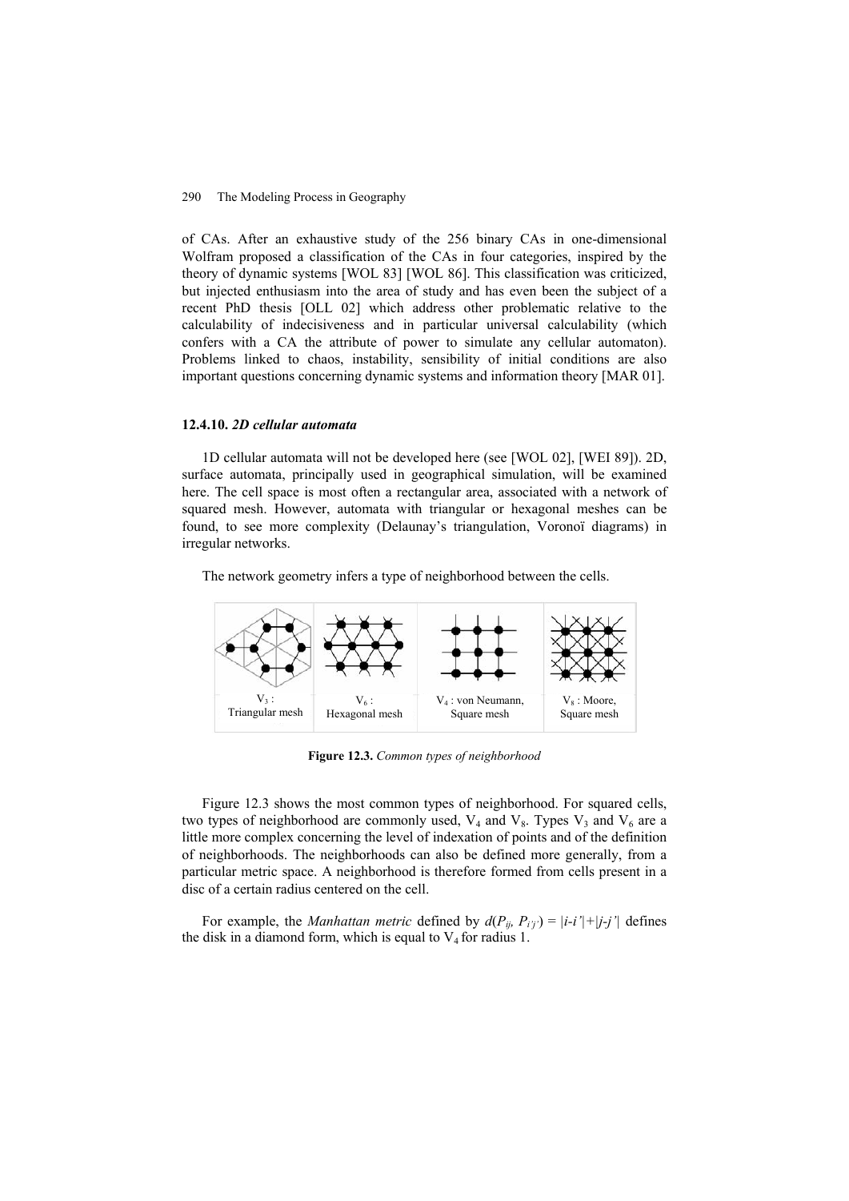of CAs. After an exhaustive study of the 256 binary CAs in one-dimensional Wolfram proposed a classification of the CAs in four categories, inspired by the theory of dynamic systems [WOL 83] [WOL 86]. This classification was criticized, but injected enthusiasm into the area of study and has even been the subject of a recent PhD thesis [OLL 02] which address other problematic relative to the calculability of indecisiveness and in particular universal calculability (which confers with a CA the attribute of power to simulate any cellular automaton). Problems linked to chaos, instability, sensibility of initial conditions are also important questions concerning dynamic systems and information theory [MAR 01].

### 12.4.10. *2D cellular automata*

1D cellular automata will not be developed here (see [WOL 02], [WEI 89]). 2D, surface automata, principally used in geographical simulation, will be examined here. The cell space is most often a rectangular area, associated with a network of squared mesh. However, automata with triangular or hexagonal meshes can be found, to see more complexity (Delaunay's triangulation, Voronoï diagrams) in irregular networks.

The network geometry infers a type of neighborhood between the cells.

| $V_3$ : Triangular mesh | $V_6$ : Hexagonal mesh | $V_4$ : von Neumann, Square mesh | $V_8$ : Moore, Square mesh |
|---|---|---|---|

**Figure 12.3.** *Common types of neighborhood*

Figure 12.3 shows the most common types of neighborhood. For squared cells, two types of neighborhood are commonly used, $V_4$ and $V_8$. Types $V_3$ and $V_6$ are a little more complex concerning the level of indexation of points and of the definition of neighborhoods. The neighborhoods can also be defined more generally, from a particular metric space. A neighborhood is therefore formed from cells present in a disc of a certain radius centered on the cell.

For example, the *Manhattan metric* defined by $d(P_{ij}, P_{i'j'}) = |i-i'|+|j-j'|$ defines the disk in a diamond form, which is equal to $V_4$ for radius 1.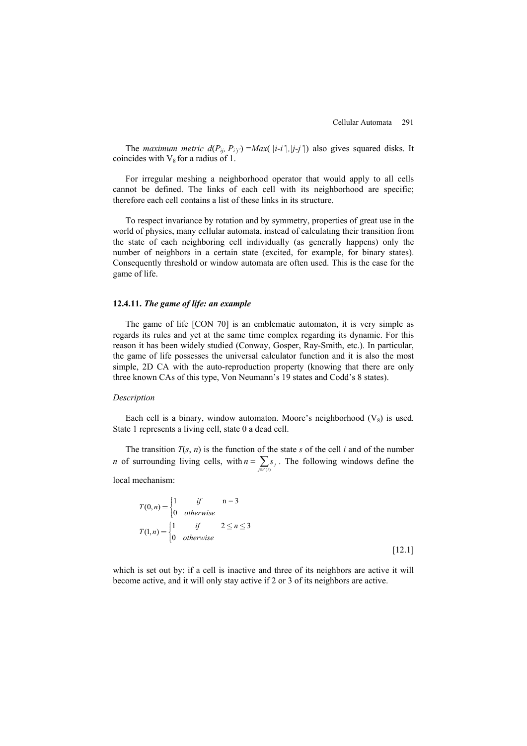The *maximum metric* $d(P_{ij}, P_{i'j'}) = Max(|i-i'|,|j-j'|)$ also gives squared disks. It coincides with $V_8$ for a radius of 1.

For irregular meshing a neighborhood operator that would apply to all cells cannot be defined. The links of each cell with its neighborhood are specific; therefore each cell contains a list of these links in its structure.

To respect invariance by rotation and by symmetry, properties of great use in the world of physics, many cellular automata, instead of calculating their transition from the state of each neighboring cell individually (as generally happens) only the number of neighbors in a certain state (excited, for example, for binary states). Consequently threshold or window automata are often used. This is the case for the game of life.

### 12.4.11. *The game of life: an example*

The game of life [CON 70] is an emblematic automaton, it is very simple as regards its rules and yet at the same time complex regarding its dynamic. For this reason it has been widely studied (Conway, Gosper, Ray-Smith, etc.). In particular, the game of life possesses the universal calculator function and it is also the most simple, 2D CA with the auto-reproduction property (knowing that there are only three known CAs of this type, Von Neumann's 19 states and Codd's 8 states).

*Description*

Each cell is a binary, window automaton. Moore's neighborhood ($V_8$) is used. State 1 represents a living cell, state 0 a dead cell.

The transition $T(s, n)$ is the function of the state $s$ of the cell $i$ and of the number $n$ of surrounding living cells, with $n = \sum_{j \in V(i)} s_j$. The following windows define the local mechanism:

$$T(0,n) = \begin{cases} 1 & if \quad \text{n} = 3 \\ 0 & otherwise \end{cases}$$
$$T(1,n) = \begin{cases} 1 & if \quad 2 \leq n \leq 3 \\ 0 & otherwise \end{cases} \qquad [12.1]$$

which is set out by: if a cell is inactive and three of its neighbors are active it will become active, and it will only stay active if 2 or 3 of its neighbors are active.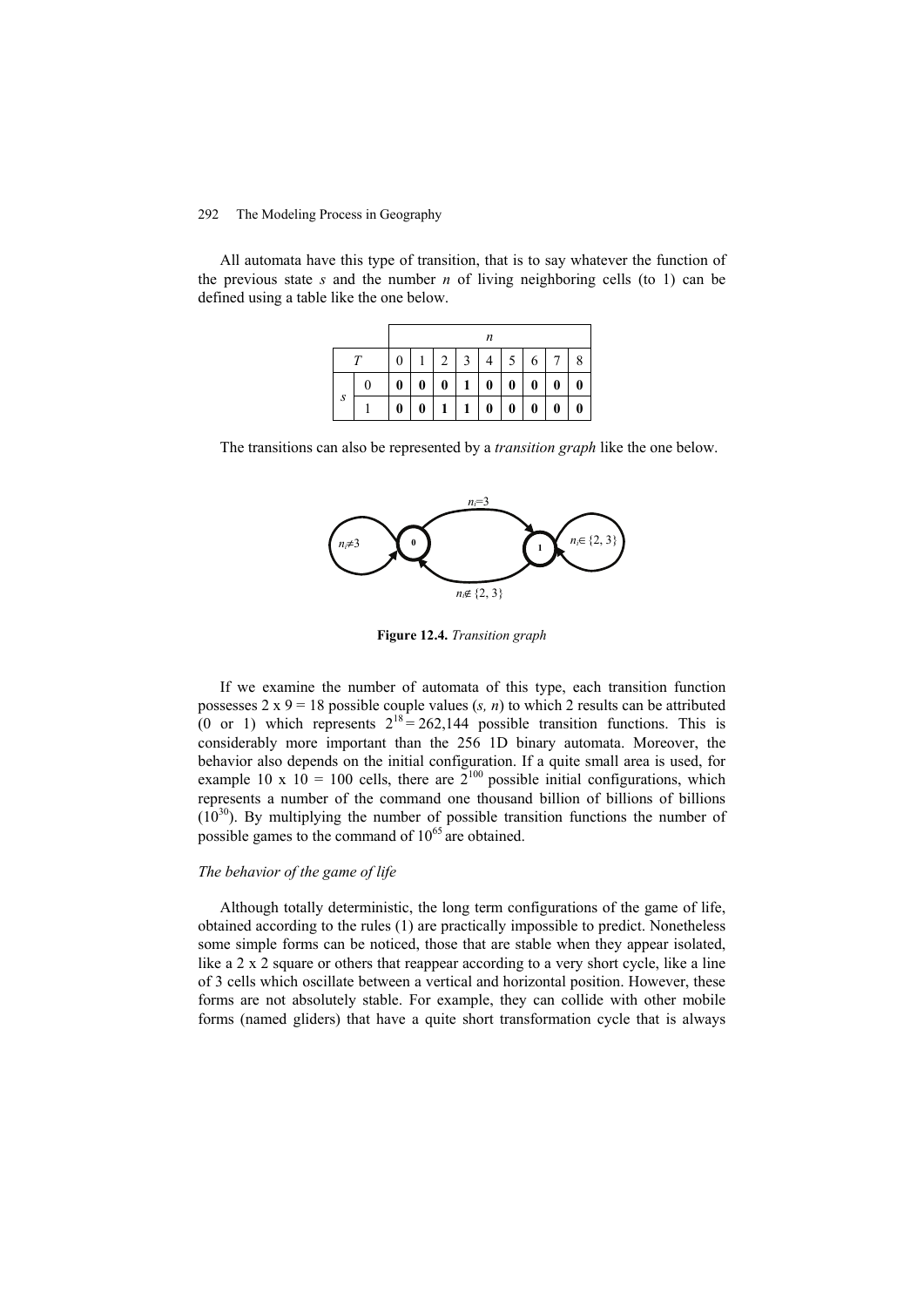All automata have this type of transition, that is to say whatever the function of the previous state $s$ and the number $n$ of living neighboring cells (to 1) can be defined using a table like the one below.

| | | $n$ | | | | | | | | |
|---|---|---|---|---|---|---|---|---|---|---|
| $T$ | | 0 | 1 | 2 | 3 | 4 | 5 | 6 | 7 | 8 |
| $s$ | 0 | **0** | **0** | **0** | **1** | **0** | **0** | **0** | **0** | **0** |
| | 1 | **0** | **0** | **1** | **1** | **0** | **0** | **0** | **0** | **0** |

The transitions can also be represented by a *transition graph* like the one below.

$n_i{=}3$

$n_i{\neq}3$ **0** **1** $n_i \in \{2, 3\}$

$n_i \notin \{2, 3\}$

**Figure 12.4.** *Transition graph*

If we examine the number of automata of this type, each transition function possesses 2 x 9 = 18 possible couple values ($s$, $n$) to which 2 results can be attributed (0 or 1) which represents $2^{18} = 262{,}144$ possible transition functions. This is considerably more important than the 256 1D binary automata. Moreover, the behavior also depends on the initial configuration. If a quite small area is used, for example 10 x 10 = 100 cells, there are $2^{100}$ possible initial configurations, which represents a number of the command one thousand billion of billions of billions ($10^{30}$). By multiplying the number of possible transition functions the number of possible games to the command of $10^{65}$ are obtained.

*The behavior of the game of life*

Although totally deterministic, the long term configurations of the game of life, obtained according to the rules (1) are practically impossible to predict. Nonetheless some simple forms can be noticed, those that are stable when they appear isolated, like a 2 x 2 square or others that reappear according to a very short cycle, like a line of 3 cells which oscillate between a vertical and horizontal position. However, these forms are not absolutely stable. For example, they can collide with other mobile forms (named gliders) that have a quite short transformation cycle that is always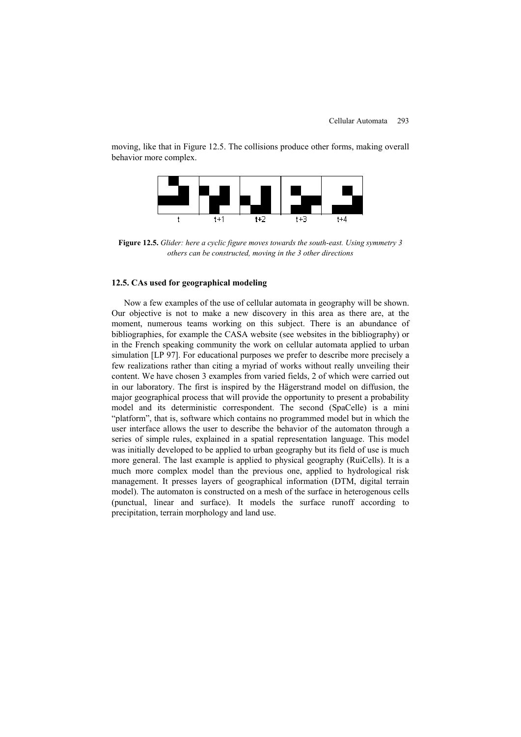moving, like that in Figure 12.5. The collisions produce other forms, making overall behavior more complex.

t

t+1

t+2

t+3

t+4

**Figure 12.5.** *Glider: here a cyclic figure moves towards the south-east. Using symmetry 3 others can be constructed, moving in the 3 other directions*

### 12.5. CAs used for geographical modeling

Now a few examples of the use of cellular automata in geography will be shown. Our objective is not to make a new discovery in this area as there are, at the moment, numerous teams working on this subject. There is an abundance of bibliographies, for example the CASA website (see websites in the bibliography) or in the French speaking community the work on cellular automata applied to urban simulation [LP 97]. For educational purposes we prefer to describe more precisely a few realizations rather than citing a myriad of works without really unveiling their content. We have chosen 3 examples from varied fields, 2 of which were carried out in our laboratory. The first is inspired by the Hägerstrand model on diffusion, the major geographical process that will provide the opportunity to present a probability model and its deterministic correspondent. The second (SpaCelle) is a mini "platform", that is, software which contains no programmed model but in which the user interface allows the user to describe the behavior of the automaton through a series of simple rules, explained in a spatial representation language. This model was initially developed to be applied to urban geography but its field of use is much more general. The last example is applied to physical geography (RuiCells). It is a much more complex model than the previous one, applied to hydrological risk management. It presses layers of geographical information (DTM, digital terrain model). The automaton is constructed on a mesh of the surface in heterogenous cells (punctual, linear and surface). It models the surface runoff according to precipitation, terrain morphology and land use.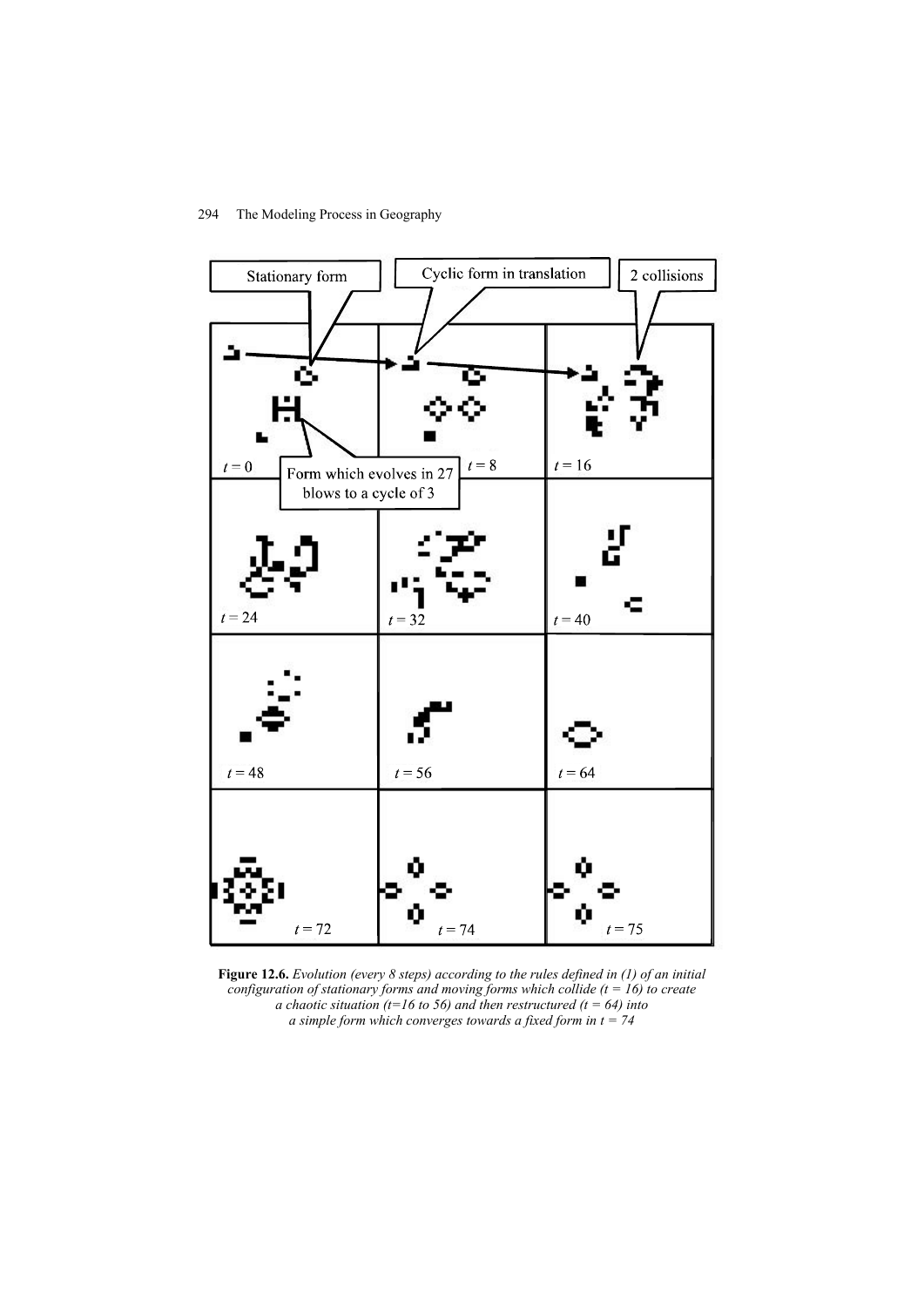**Figure 12.6.** *Evolution (every 8 steps) according to the rules defined in (1) of an initial configuration of stationary forms and moving forms which collide (t = 16) to create a chaotic situation (t=16 to 56) and then restructured (t = 64) into a simple form which converges towards a fixed form in t = 74*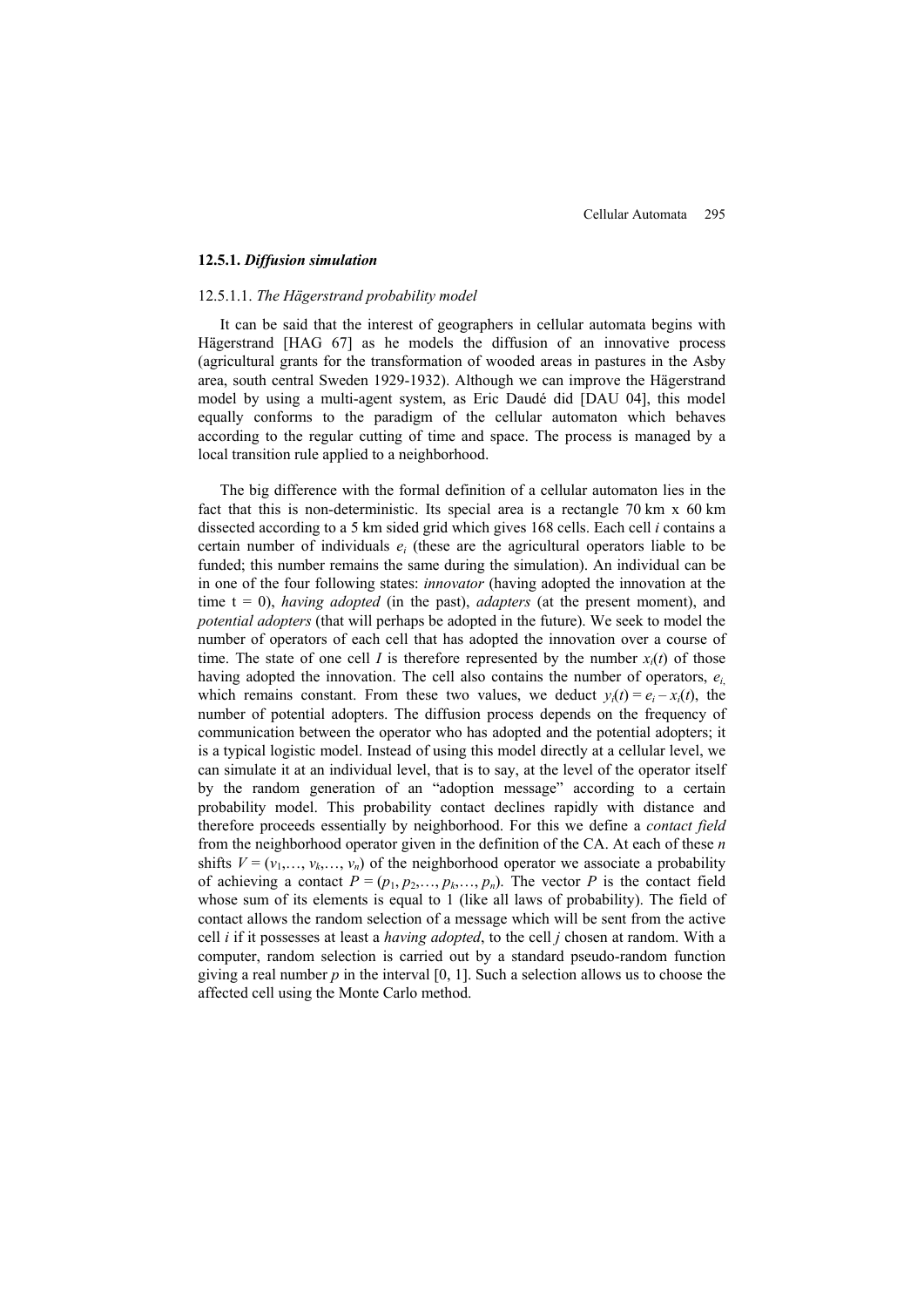### 12.5.1. *Diffusion simulation*

#### 12.5.1.1. *The Hägerstrand probability model*

It can be said that the interest of geographers in cellular automata begins with Hägerstrand [HAG 67] as he models the diffusion of an innovative process (agricultural grants for the transformation of wooded areas in pastures in the Asby area, south central Sweden 1929-1932). Although we can improve the Hägerstrand model by using a multi-agent system, as Eric Daudé did [DAU 04], this model equally conforms to the paradigm of the cellular automaton which behaves according to the regular cutting of time and space. The process is managed by a local transition rule applied to a neighborhood.

The big difference with the formal definition of a cellular automaton lies in the fact that this is non-deterministic. Its special area is a rectangle 70 km x 60 km dissected according to a 5 km sided grid which gives 168 cells. Each cell $i$ contains a certain number of individuals $e_i$ (these are the agricultural operators liable to be funded; this number remains the same during the simulation). An individual can be in one of the four following states: *innovator* (having adopted the innovation at the time t = 0), *having adopted* (in the past), *adapters* (at the present moment), and *potential adopters* (that will perhaps be adopted in the future). We seek to model the number of operators of each cell that has adopted the innovation over a course of time. The state of one cell $I$ is therefore represented by the number $x_i(t)$ of those having adopted the innovation. The cell also contains the number of operators, $e_i$, which remains constant. From these two values, we deduct $y_i(t) = e_i - x_i(t)$, the number of potential adopters. The diffusion process depends on the frequency of communication between the operator who has adopted and the potential adopters; it is a typical logistic model. Instead of using this model directly at a cellular level, we can simulate it at an individual level, that is to say, at the level of the operator itself by the random generation of an "adoption message" according to a certain probability model. This probability contact declines rapidly with distance and therefore proceeds essentially by neighborhood. For this we define a *contact field* from the neighborhood operator given in the definition of the CA. At each of these $n$ shifts $V = (v_1,\ldots, v_k,\ldots, v_n)$ of the neighborhood operator we associate a probability of achieving a contact $P = (p_1, p_2,\ldots, p_k,\ldots, p_n)$. The vector $P$ is the contact field whose sum of its elements is equal to 1 (like all laws of probability). The field of contact allows the random selection of a message which will be sent from the active cell $i$ if it possesses at least a *having adopted*, to the cell $j$ chosen at random. With a computer, random selection is carried out by a standard pseudo-random function giving a real number $p$ in the interval [0, 1]. Such a selection allows us to choose the affected cell using the Monte Carlo method.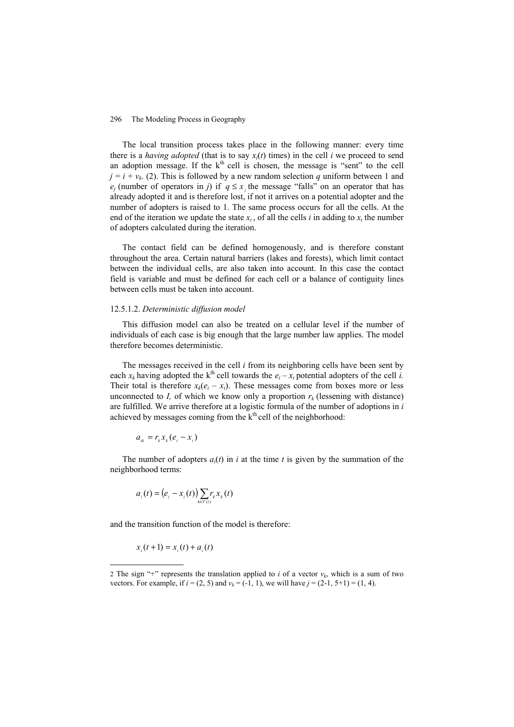The local transition process takes place in the following manner: every time there is a *having adopted* (that is to say $x_i(t)$ times) in the cell *i* we proceed to send an adoption message. If the k[th] cell is chosen, the message is "sent" to the cell $j = i + v_k$. (2). This is followed by a new random selection *q* uniform between 1 and $e_j$ (number of operators in *j*) if $q \leq x_j$ the message "falls" on an operator that has already adopted it and is therefore lost, if not it arrives on a potential adopter and the number of adopters is raised to 1. The same process occurs for all the cells. At the end of the iteration we update the state $x_i$, of all the cells *i* in adding to $x_i$ the number of adopters calculated during the iteration.

The contact field can be defined homogenously, and is therefore constant throughout the area. Certain natural barriers (lakes and forests), which limit contact between the individual cells, are also taken into account. In this case the contact field is variable and must be defined for each cell or a balance of contiguity lines between cells must be taken into account.

#### 12.5.1.2. *Deterministic diffusion model*

This diffusion model can also be treated on a cellular level if the number of individuals of each case is big enough that the large number law applies. The model therefore becomes deterministic.

The messages received in the cell *i* from its neighboring cells have been sent by each $x_k$ having adopted the k[th] cell towards the $e_i - x_i$ potential adopters of the cell *i.* Their total is therefore $x_k(e_i - x_i)$. These messages come from boxes more or less unconnected to *I,* of which we know only a proportion $r_k$ (lessening with distance) are fulfilled. We arrive therefore at a logistic formula of the number of adoptions in *i* achieved by messages coming from the k[th] cell of the neighborhood:

$$a_{ik} = r_k x_k (e_i - x_i)$$

The number of adopters $a_i(t)$ in *i* at the time *t* is given by the summation of the neighborhood terms:

$$a_i(t) = \left(e_i - x_i(t)\right) \sum_{k \in V(i)} r_k x_k(t)$$

and the transition function of the model is therefore:

$$x_i(t+1) = x_i(t) + a_i(t)$$

---

2 The sign "+" represents the translation applied to *i* of a vector $v_k$, which is a sum of two vectors. For example, if $i = (2, 5)$ and $v_k = (-1, 1)$, we will have $j = (2\text{-}1, 5\text{+}1) = (1, 4)$.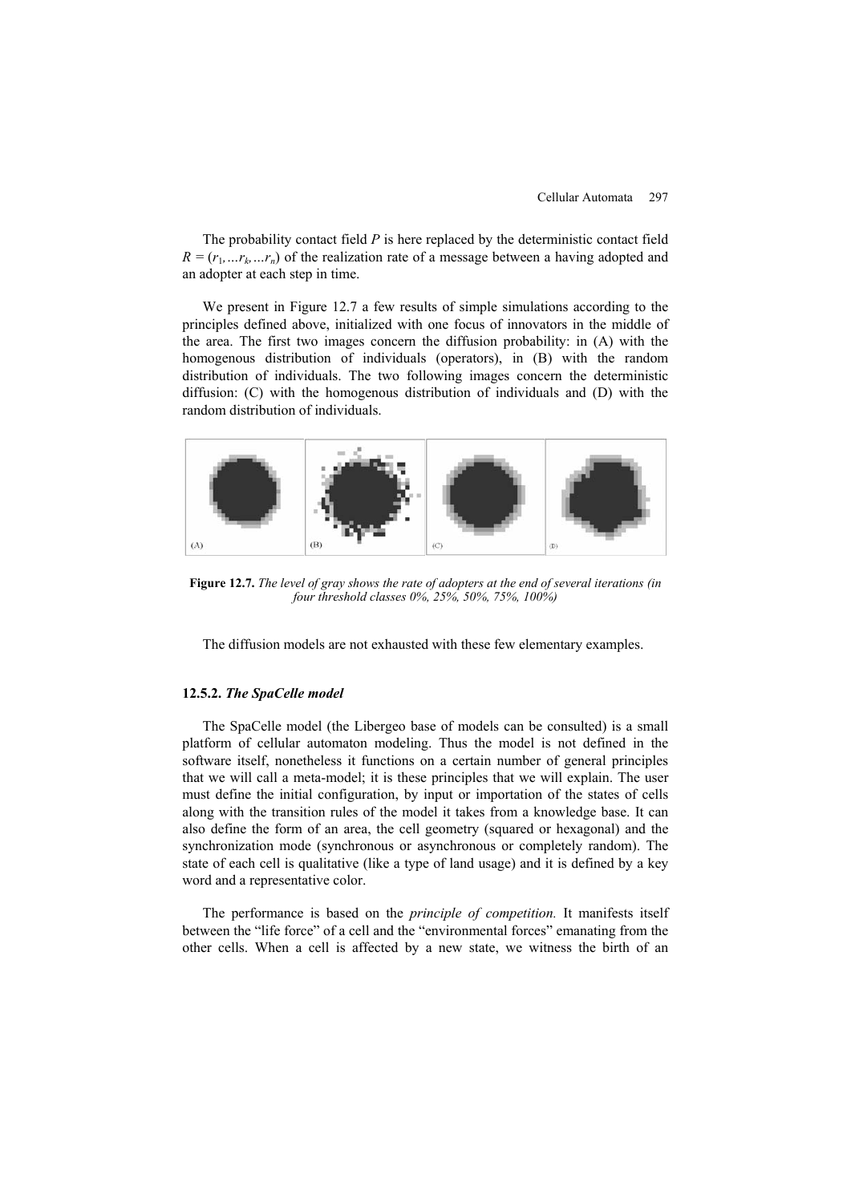The probability contact field $P$ is here replaced by the deterministic contact field $R = (r_1, \ldots r_k, \ldots r_n)$ of the realization rate of a message between a having adopted and an adopter at each step in time.

We present in Figure 12.7 a few results of simple simulations according to the principles defined above, initialized with one focus of innovators in the middle of the area. The first two images concern the diffusion probability: in (A) with the homogenous distribution of individuals (operators), in (B) with the random distribution of individuals. The two following images concern the deterministic diffusion: (C) with the homogenous distribution of individuals and (D) with the random distribution of individuals.

**Figure 12.7.** *The level of gray shows the rate of adopters at the end of several iterations (in four threshold classes 0%, 25%, 50%, 75%, 100%)*

The diffusion models are not exhausted with these few elementary examples.

### 12.5.2. *The SpaCelle model*

The SpaCelle model (the Libergeo base of models can be consulted) is a small platform of cellular automaton modeling. Thus the model is not defined in the software itself, nonetheless it functions on a certain number of general principles that we will call a meta-model; it is these principles that we will explain. The user must define the initial configuration, by input or importation of the states of cells along with the transition rules of the model it takes from a knowledge base. It can also define the form of an area, the cell geometry (squared or hexagonal) and the synchronization mode (synchronous or asynchronous or completely random). The state of each cell is qualitative (like a type of land usage) and it is defined by a key word and a representative color.

The performance is based on the *principle of competition.* It manifests itself between the "life force" of a cell and the "environmental forces" emanating from the other cells. When a cell is affected by a new state, we witness the birth of an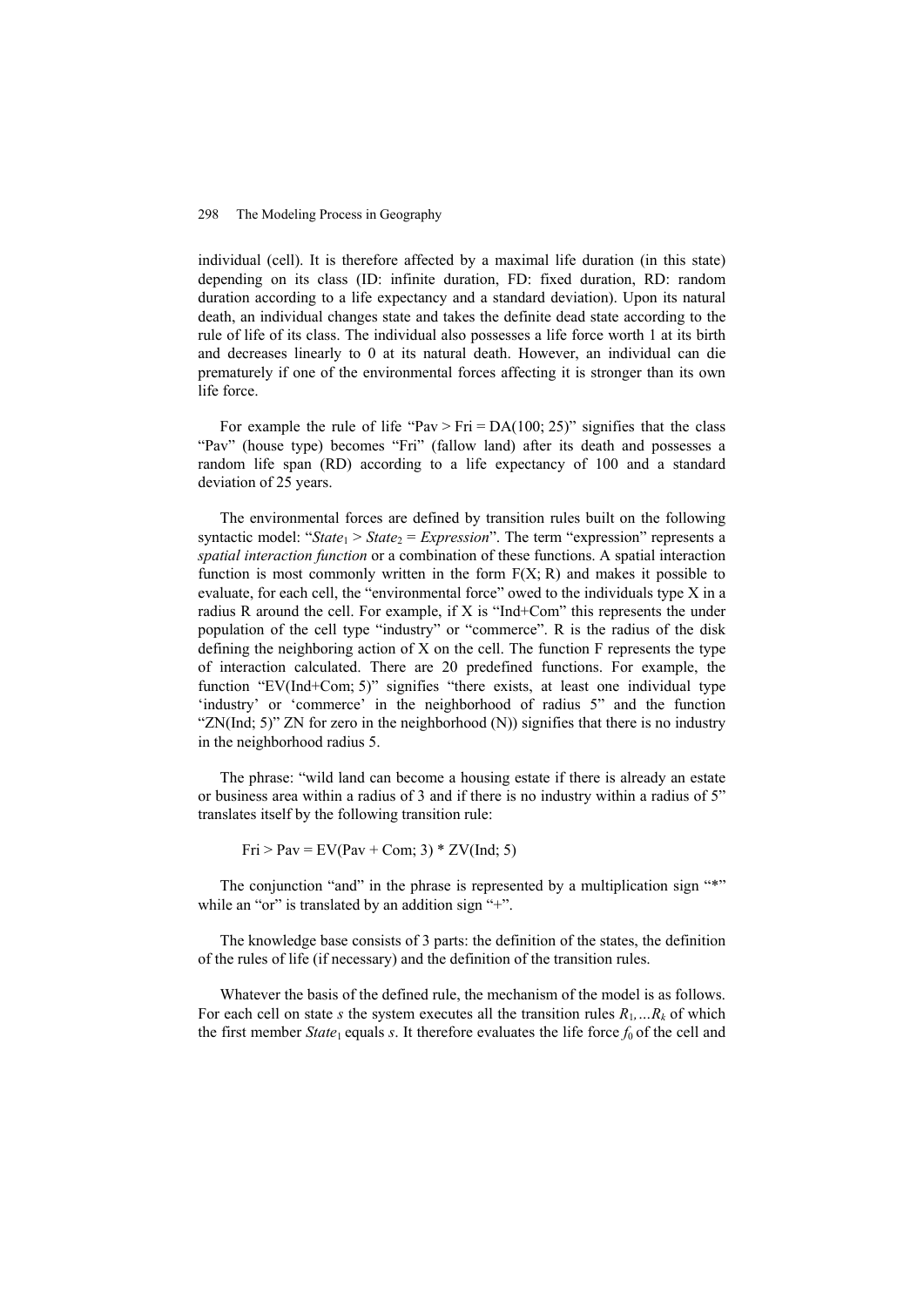individual (cell). It is therefore affected by a maximal life duration (in this state) depending on its class (ID: infinite duration, FD: fixed duration, RD: random duration according to a life expectancy and a standard deviation). Upon its natural death, an individual changes state and takes the definite dead state according to the rule of life of its class. The individual also possesses a life force worth 1 at its birth and decreases linearly to 0 at its natural death. However, an individual can die prematurely if one of the environmental forces affecting it is stronger than its own life force.

For example the rule of life "Pav > Fri = DA(100; 25)" signifies that the class "Pav" (house type) becomes "Fri" (fallow land) after its death and possesses a random life span (RD) according to a life expectancy of 100 and a standard deviation of 25 years.

The environmental forces are defined by transition rules built on the following syntactic model: "$State_1$ > $State_2$ = *Expression*". The term "expression" represents a *spatial interaction function* or a combination of these functions. A spatial interaction function is most commonly written in the form F(X; R) and makes it possible to evaluate, for each cell, the "environmental force" owed to the individuals type X in a radius R around the cell. For example, if X is "Ind+Com" this represents the under population of the cell type "industry" or "commerce". R is the radius of the disk defining the neighboring action of X on the cell. The function F represents the type of interaction calculated. There are 20 predefined functions. For example, the function "EV(Ind+Com; 5)" signifies "there exists, at least one individual type 'industry' or 'commerce' in the neighborhood of radius 5" and the function "ZN(Ind; 5)" ZN for zero in the neighborhood (N)) signifies that there is no industry in the neighborhood radius 5.

The phrase: "wild land can become a housing estate if there is already an estate or business area within a radius of 3 and if there is no industry within a radius of 5" translates itself by the following transition rule:

Fri > Pav = EV(Pav + Com; 3) * ZV(Ind; 5)

The conjunction "and" in the phrase is represented by a multiplication sign "*" while an "or" is translated by an addition sign "+".

The knowledge base consists of 3 parts: the definition of the states, the definition of the rules of life (if necessary) and the definition of the transition rules.

Whatever the basis of the defined rule, the mechanism of the model is as follows. For each cell on state *s* the system executes all the transition rules $R_1,\ldots R_k$ of which the first member $State_1$ equals *s*. It therefore evaluates the life force $f_0$ of the cell and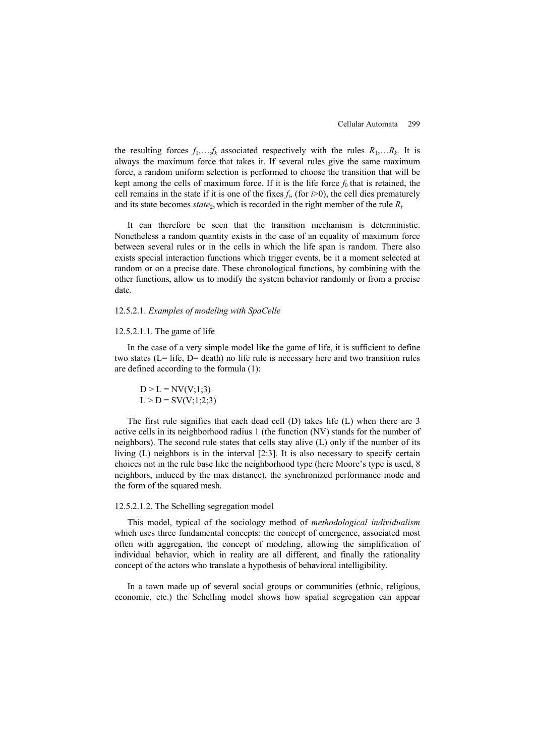the resulting forces $f_1,\ldots,f_k$ associated respectively with the rules $R_1,\ldots R_k$. It is always the maximum force that takes it. If several rules give the same maximum force, a random uniform selection is performed to choose the transition that will be kept among the cells of maximum force. If it is the life force $f_0$ that is retained, the cell remains in the state if it is one of the fixes $f_i$, (for $i>0$), the cell dies prematurely and its state becomes *state*$_2$, which is recorded in the right member of the rule $R_i$.

It can therefore be seen that the transition mechanism is deterministic. Nonetheless a random quantity exists in the case of an equality of maximum force between several rules or in the cells in which the life span is random. There also exists special interaction functions which trigger events, be it a moment selected at random or on a precise date. These chronological functions, by combining with the other functions, allow us to modify the system behavior randomly or from a precise date.

#### 12.5.2.1. *Examples of modeling with SpaCelle*

##### 12.5.2.1.1. The game of life

In the case of a very simple model like the game of life, it is sufficient to define two states (L= life, D= death) no life rule is necessary here and two transition rules are defined according to the formula (1):

D > L = NV(V;1;3)
L > D = SV(V;1;2;3)

The first rule signifies that each dead cell (D) takes life (L) when there are 3 active cells in its neighborhood radius 1 (the function (NV) stands for the number of neighbors). The second rule states that cells stay alive (L) only if the number of its living (L) neighbors is in the interval [2:3]. It is also necessary to specify certain choices not in the rule base like the neighborhood type (here Moore's type is used, 8 neighbors, induced by the max distance), the synchronized performance mode and the form of the squared mesh.

##### 12.5.2.1.2. The Schelling segregation model

This model, typical of the sociology method of *methodological individualism* which uses three fundamental concepts: the concept of emergence, associated most often with aggregation, the concept of modeling, allowing the simplification of individual behavior, which in reality are all different, and finally the rationality concept of the actors who translate a hypothesis of behavioral intelligibility.

In a town made up of several social groups or communities (ethnic, religious, economic, etc.) the Schelling model shows how spatial segregation can appear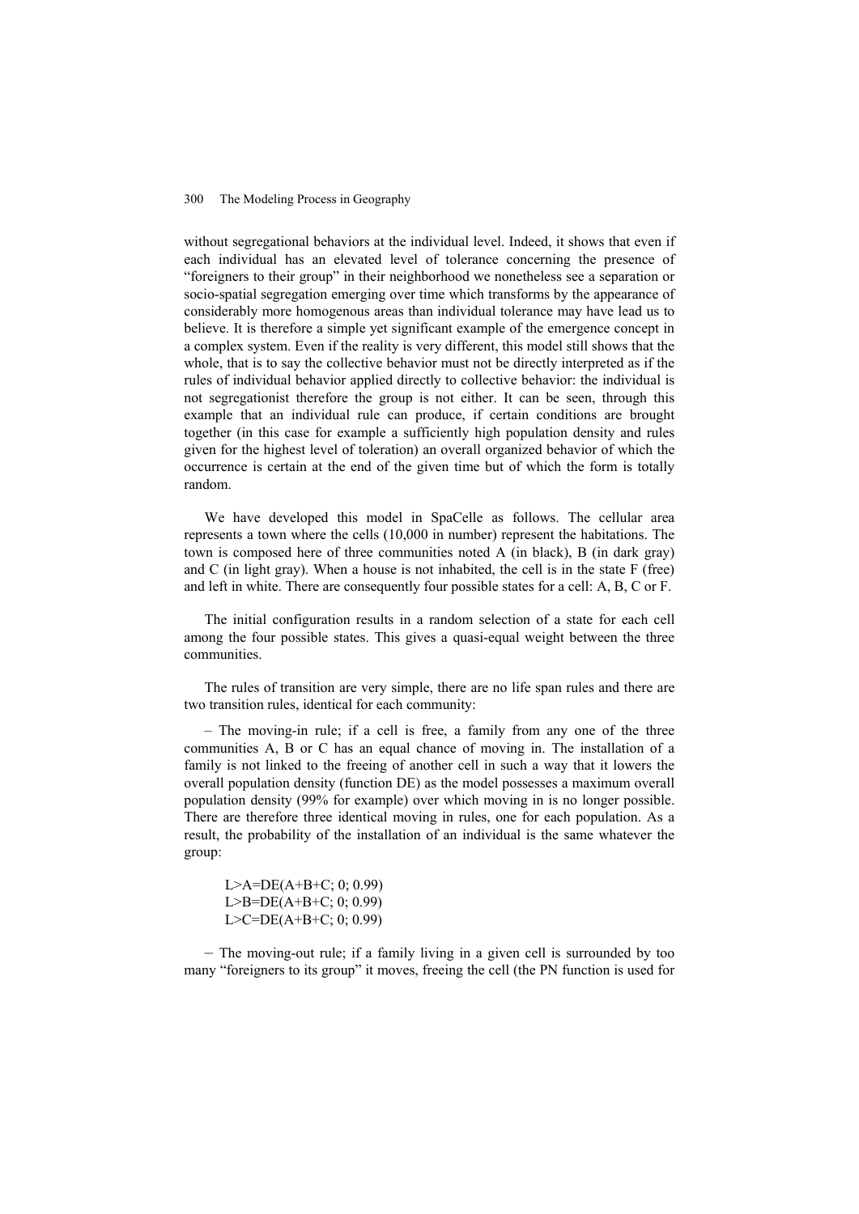without segregational behaviors at the individual level. Indeed, it shows that even if each individual has an elevated level of tolerance concerning the presence of "foreigners to their group" in their neighborhood we nonetheless see a separation or socio-spatial segregation emerging over time which transforms by the appearance of considerably more homogenous areas than individual tolerance may have lead us to believe. It is therefore a simple yet significant example of the emergence concept in a complex system. Even if the reality is very different, this model still shows that the whole, that is to say the collective behavior must not be directly interpreted as if the rules of individual behavior applied directly to collective behavior: the individual is not segregationist therefore the group is not either. It can be seen, through this example that an individual rule can produce, if certain conditions are brought together (in this case for example a sufficiently high population density and rules given for the highest level of toleration) an overall organized behavior of which the occurrence is certain at the end of the given time but of which the form is totally random.

We have developed this model in SpaCelle as follows. The cellular area represents a town where the cells (10,000 in number) represent the habitations. The town is composed here of three communities noted A (in black), B (in dark gray) and C (in light gray). When a house is not inhabited, the cell is in the state F (free) and left in white. There are consequently four possible states for a cell: A, B, C or F.

The initial configuration results in a random selection of a state for each cell among the four possible states. This gives a quasi-equal weight between the three communities.

The rules of transition are very simple, there are no life span rules and there are two transition rules, identical for each community:

– The moving-in rule; if a cell is free, a family from any one of the three communities A, B or C has an equal chance of moving in. The installation of a family is not linked to the freeing of another cell in such a way that it lowers the overall population density (function DE) as the model possesses a maximum overall population density (99% for example) over which moving in is no longer possible. There are therefore three identical moving in rules, one for each population. As a result, the probability of the installation of an individual is the same whatever the group:

L>A=DE(A+B+C; 0; 0.99)
L>B=DE(A+B+C; 0; 0.99)
L>C=DE(A+B+C; 0; 0.99)

– The moving-out rule; if a family living in a given cell is surrounded by too many "foreigners to its group" it moves, freeing the cell (the PN function is used for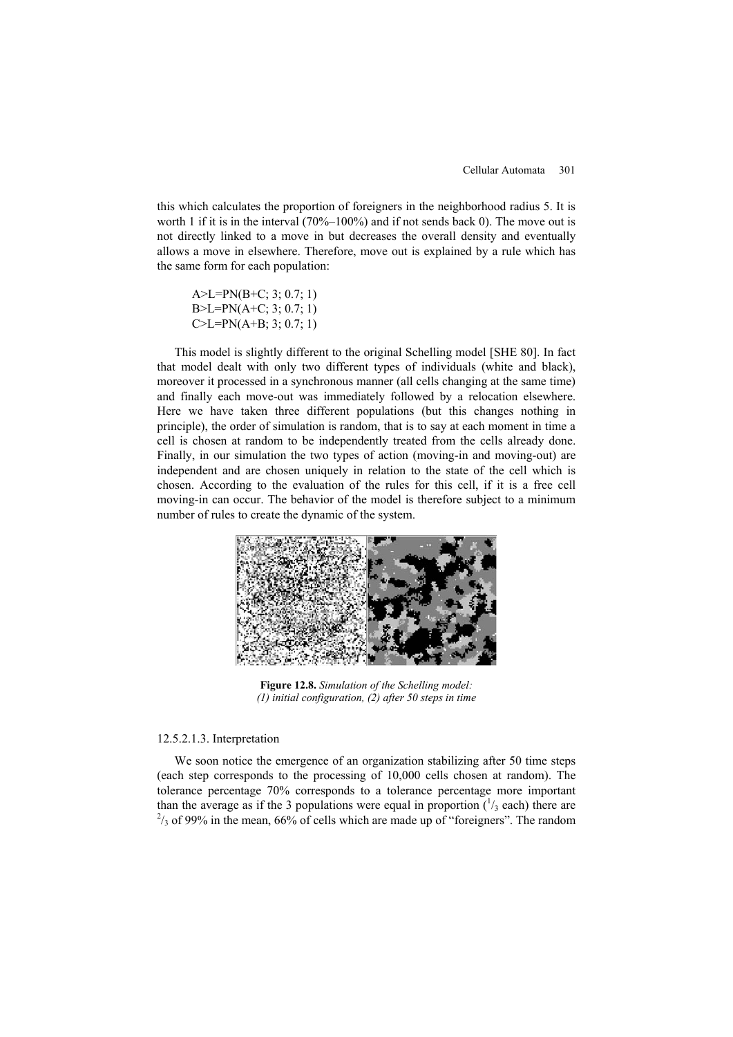this which calculates the proportion of foreigners in the neighborhood radius 5. It is worth 1 if it is in the interval (70%–100%) and if not sends back 0). The move out is not directly linked to a move in but decreases the overall density and eventually allows a move in elsewhere. Therefore, move out is explained by a rule which has the same form for each population:

A>L=PN(B+C; 3; 0.7; 1)
B>L=PN(A+C; 3; 0.7; 1)
C>L=PN(A+B; 3; 0.7; 1)

This model is slightly different to the original Schelling model [SHE 80]. In fact that model dealt with only two different types of individuals (white and black), moreover it processed in a synchronous manner (all cells changing at the same time) and finally each move-out was immediately followed by a relocation elsewhere. Here we have taken three different populations (but this changes nothing in principle), the order of simulation is random, that is to say at each moment in time a cell is chosen at random to be independently treated from the cells already done. Finally, in our simulation the two types of action (moving-in and moving-out) are independent and are chosen uniquely in relation to the state of the cell which is chosen. According to the evaluation of the rules for this cell, if it is a free cell moving-in can occur. The behavior of the model is therefore subject to a minimum number of rules to create the dynamic of the system.

**Figure 12.8.** *Simulation of the Schelling model: (1) initial configuration, (2) after 50 steps in time*

12.5.2.1.3. Interpretation

We soon notice the emergence of an organization stabilizing after 50 time steps (each step corresponds to the processing of 10,000 cells chosen at random). The tolerance percentage 70% corresponds to a tolerance percentage more important than the average as if the 3 populations were equal in proportion ($^{1}/_{3}$ each) there are $^{2}/_{3}$ of 99% in the mean, 66% of cells which are made up of "foreigners". The random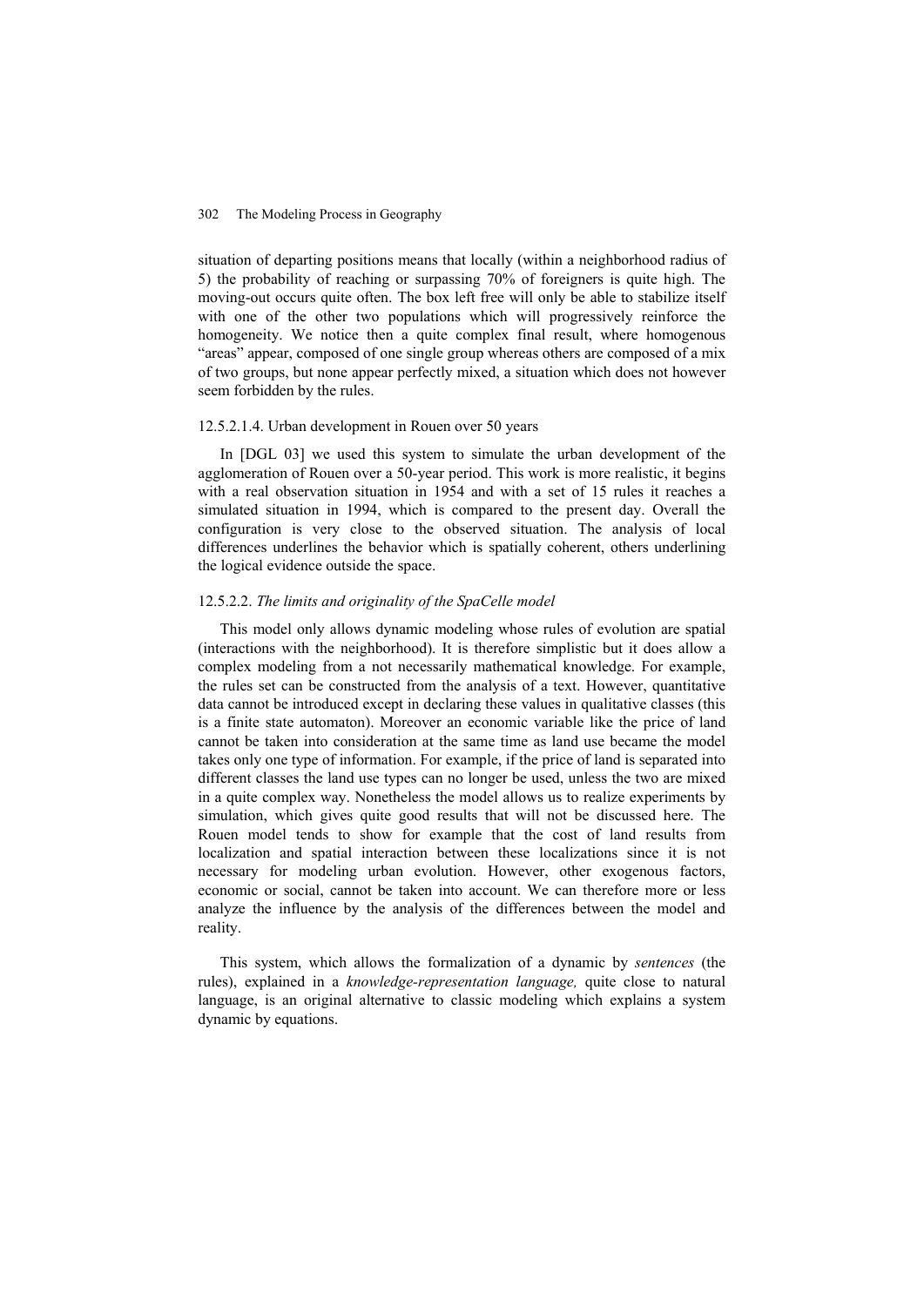situation of departing positions means that locally (within a neighborhood radius of 5) the probability of reaching or surpassing 70% of foreigners is quite high. The moving-out occurs quite often. The box left free will only be able to stabilize itself with one of the other two populations which will progressively reinforce the homogeneity. We notice then a quite complex final result, where homogenous "areas" appear, composed of one single group whereas others are composed of a mix of two groups, but none appear perfectly mixed, a situation which does not however seem forbidden by the rules.

#### 12.5.2.1.4. Urban development in Rouen over 50 years

In [DGL 03] we used this system to simulate the urban development of the agglomeration of Rouen over a 50-year period. This work is more realistic, it begins with a real observation situation in 1954 and with a set of 15 rules it reaches a simulated situation in 1994, which is compared to the present day. Overall the configuration is very close to the observed situation. The analysis of local differences underlines the behavior which is spatially coherent, others underlining the logical evidence outside the space.

#### 12.5.2.2. *The limits and originality of the SpaCelle model*

This model only allows dynamic modeling whose rules of evolution are spatial (interactions with the neighborhood). It is therefore simplistic but it does allow a complex modeling from a not necessarily mathematical knowledge. For example, the rules set can be constructed from the analysis of a text. However, quantitative data cannot be introduced except in declaring these values in qualitative classes (this is a finite state automaton). Moreover an economic variable like the price of land cannot be taken into consideration at the same time as land use became the model takes only one type of information. For example, if the price of land is separated into different classes the land use types can no longer be used, unless the two are mixed in a quite complex way. Nonetheless the model allows us to realize experiments by simulation, which gives quite good results that will not be discussed here. The Rouen model tends to show for example that the cost of land results from localization and spatial interaction between these localizations since it is not necessary for modeling urban evolution. However, other exogenous factors, economic or social, cannot be taken into account. We can therefore more or less analyze the influence by the analysis of the differences between the model and reality.

This system, which allows the formalization of a dynamic by *sentences* (the rules), explained in a *knowledge-representation language,* quite close to natural language, is an original alternative to classic modeling which explains a system dynamic by equations.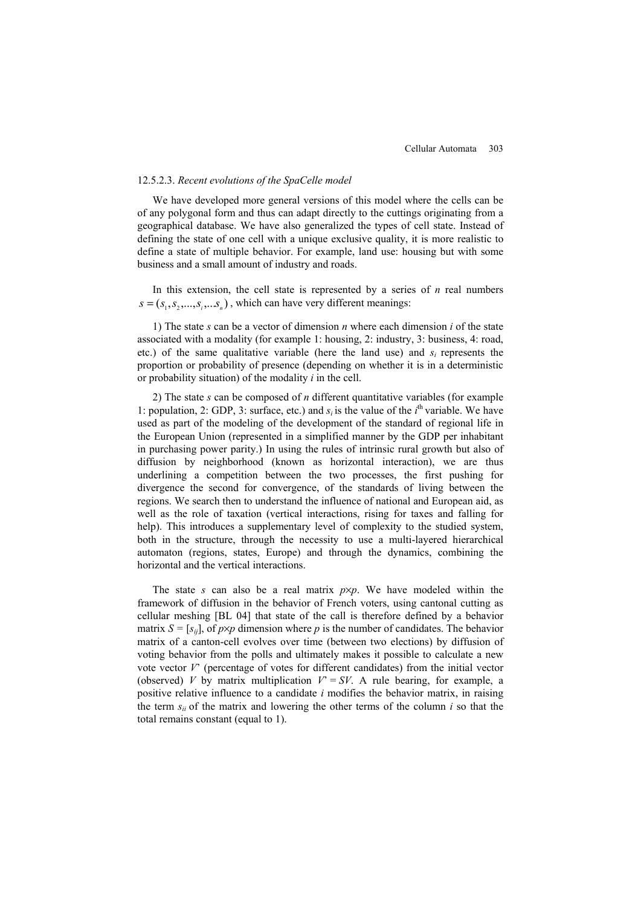12.5.2.3. *Recent evolutions of the SpaCelle model*

We have developed more general versions of this model where the cells can be of any polygonal form and thus can adapt directly to the cuttings originating from a geographical database. We have also generalized the types of cell state. Instead of defining the state of one cell with a unique exclusive quality, it is more realistic to define a state of multiple behavior. For example, land use: housing but with some business and a small amount of industry and roads.

In this extension, the cell state is represented by a series of $n$ real numbers $s = (s_1, s_2, ..., s_i, ...s_n)$, which can have very different meanings:

1) The state $s$ can be a vector of dimension $n$ where each dimension $i$ of the state associated with a modality (for example 1: housing, 2: industry, 3: business, 4: road, etc.) of the same qualitative variable (here the land use) and $s_i$ represents the proportion or probability of presence (depending on whether it is in a deterministic or probability situation) of the modality $i$ in the cell.

2) The state $s$ can be composed of $n$ different quantitative variables (for example 1: population, 2: GDP, 3: surface, etc.) and $s_i$ is the value of the $i^{th}$ variable. We have used as part of the modeling of the development of the standard of regional life in the European Union (represented in a simplified manner by the GDP per inhabitant in purchasing power parity.) In using the rules of intrinsic rural growth but also of diffusion by neighborhood (known as horizontal interaction), we are thus underlining a competition between the two processes, the first pushing for divergence the second for convergence, of the standards of living between the regions. We search then to understand the influence of national and European aid, as well as the role of taxation (vertical interactions, rising for taxes and falling for help). This introduces a supplementary level of complexity to the studied system, both in the structure, through the necessity to use a multi-layered hierarchical automaton (regions, states, Europe) and through the dynamics, combining the horizontal and the vertical interactions.

The state $s$ can also be a real matrix $p \times p$. We have modeled within the framework of diffusion in the behavior of French voters, using cantonal cutting as cellular meshing [BL 04] that state of the call is therefore defined by a behavior matrix $S = [s_{ij}]$, of $p \times p$ dimension where $p$ is the number of candidates. The behavior matrix of a canton-cell evolves over time (between two elections) by diffusion of voting behavior from the polls and ultimately makes it possible to calculate a new vote vector $V'$ (percentage of votes for different candidates) from the initial vector (observed) $V$ by matrix multiplication $V' = SV$. A rule bearing, for example, a positive relative influence to a candidate $i$ modifies the behavior matrix, in raising the term $s_{ii}$ of the matrix and lowering the other terms of the column $i$ so that the total remains constant (equal to 1).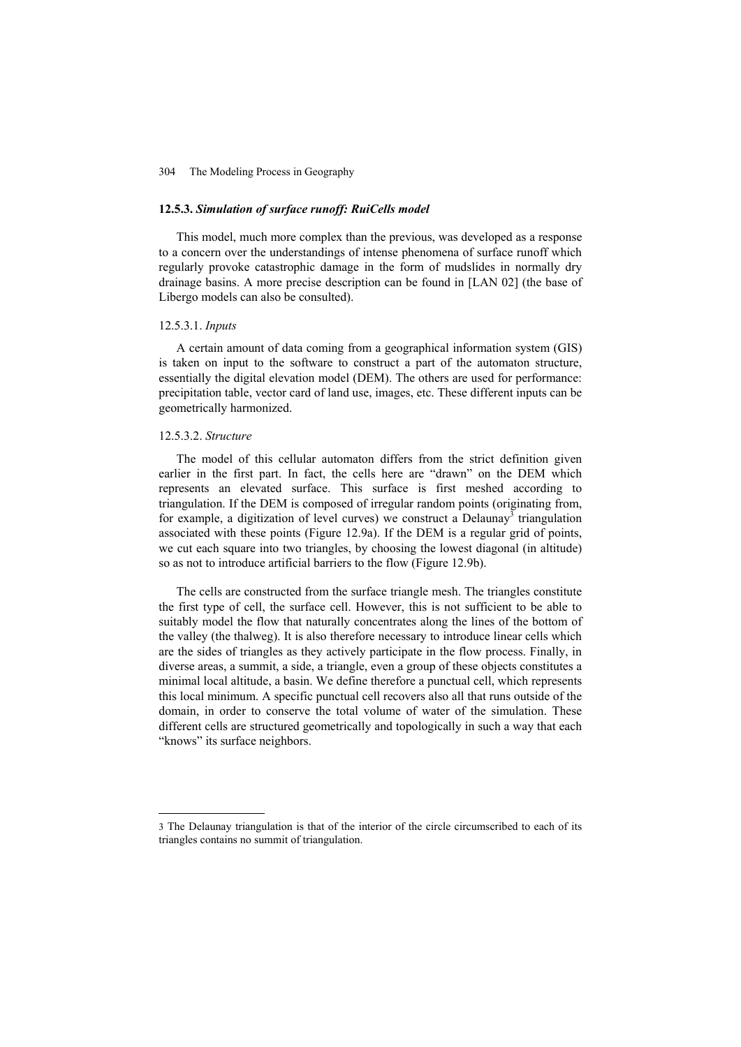### 12.5.3. *Simulation of surface runoff: RuiCells model*

This model, much more complex than the previous, was developed as a response to a concern over the understandings of intense phenomena of surface runoff which regularly provoke catastrophic damage in the form of mudslides in normally dry drainage basins. A more precise description can be found in [LAN 02] (the base of Libergo models can also be consulted).

#### 12.5.3.1. *Inputs*

A certain amount of data coming from a geographical information system (GIS) is taken on input to the software to construct a part of the automaton structure, essentially the digital elevation model (DEM). The others are used for performance: precipitation table, vector card of land use, images, etc. These different inputs can be geometrically harmonized.

#### 12.5.3.2. *Structure*

The model of this cellular automaton differs from the strict definition given earlier in the first part. In fact, the cells here are "drawn" on the DEM which represents an elevated surface. This surface is first meshed according to triangulation. If the DEM is composed of irregular random points (originating from, for example, a digitization of level curves) we construct a Delaunay[3] triangulation associated with these points (Figure 12.9a). If the DEM is a regular grid of points, we cut each square into two triangles, by choosing the lowest diagonal (in altitude) so as not to introduce artificial barriers to the flow (Figure 12.9b).

The cells are constructed from the surface triangle mesh. The triangles constitute the first type of cell, the surface cell. However, this is not sufficient to be able to suitably model the flow that naturally concentrates along the lines of the bottom of the valley (the thalweg). It is also therefore necessary to introduce linear cells which are the sides of triangles as they actively participate in the flow process. Finally, in diverse areas, a summit, a side, a triangle, even a group of these objects constitutes a minimal local altitude, a basin. We define therefore a punctual cell, which represents this local minimum. A specific punctual cell recovers also all that runs outside of the domain, in order to conserve the total volume of water of the simulation. These different cells are structured geometrically and topologically in such a way that each "knows" its surface neighbors.

---

3 The Delaunay triangulation is that of the interior of the circle circumscribed to each of its triangles contains no summit of triangulation.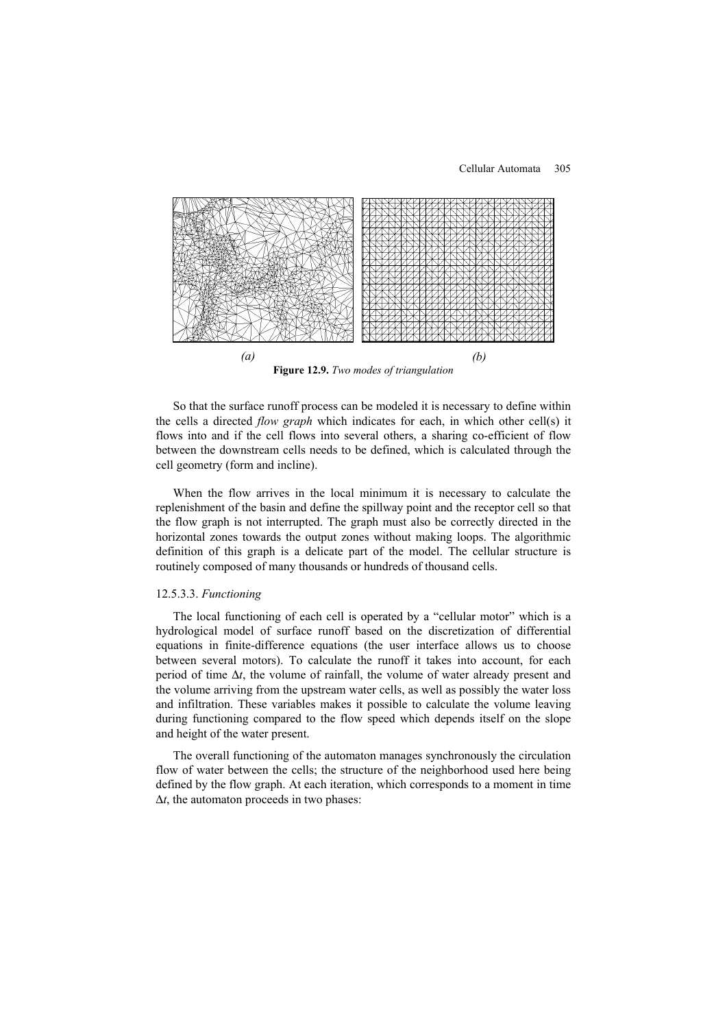(a) (b)

**Figure 12.9.** *Two modes of triangulation*

So that the surface runoff process can be modeled it is necessary to define within the cells a directed *flow graph* which indicates for each, in which other cell(s) it flows into and if the cell flows into several others, a sharing co-efficient of flow between the downstream cells needs to be defined, which is calculated through the cell geometry (form and incline).

When the flow arrives in the local minimum it is necessary to calculate the replenishment of the basin and define the spillway point and the receptor cell so that the flow graph is not interrupted. The graph must also be correctly directed in the horizontal zones towards the output zones without making loops. The algorithmic definition of this graph is a delicate part of the model. The cellular structure is routinely composed of many thousands or hundreds of thousand cells.

#### 12.5.3.3. *Functioning*

The local functioning of each cell is operated by a "cellular motor" which is a hydrological model of surface runoff based on the discretization of differential equations in finite-difference equations (the user interface allows us to choose between several motors). To calculate the runoff it takes into account, for each period of time $\Delta t$, the volume of rainfall, the volume of water already present and the volume arriving from the upstream water cells, as well as possibly the water loss and infiltration. These variables makes it possible to calculate the volume leaving during functioning compared to the flow speed which depends itself on the slope and height of the water present.

The overall functioning of the automaton manages synchronously the circulation flow of water between the cells; the structure of the neighborhood used here being defined by the flow graph. At each iteration, which corresponds to a moment in time $\Delta t$, the automaton proceeds in two phases: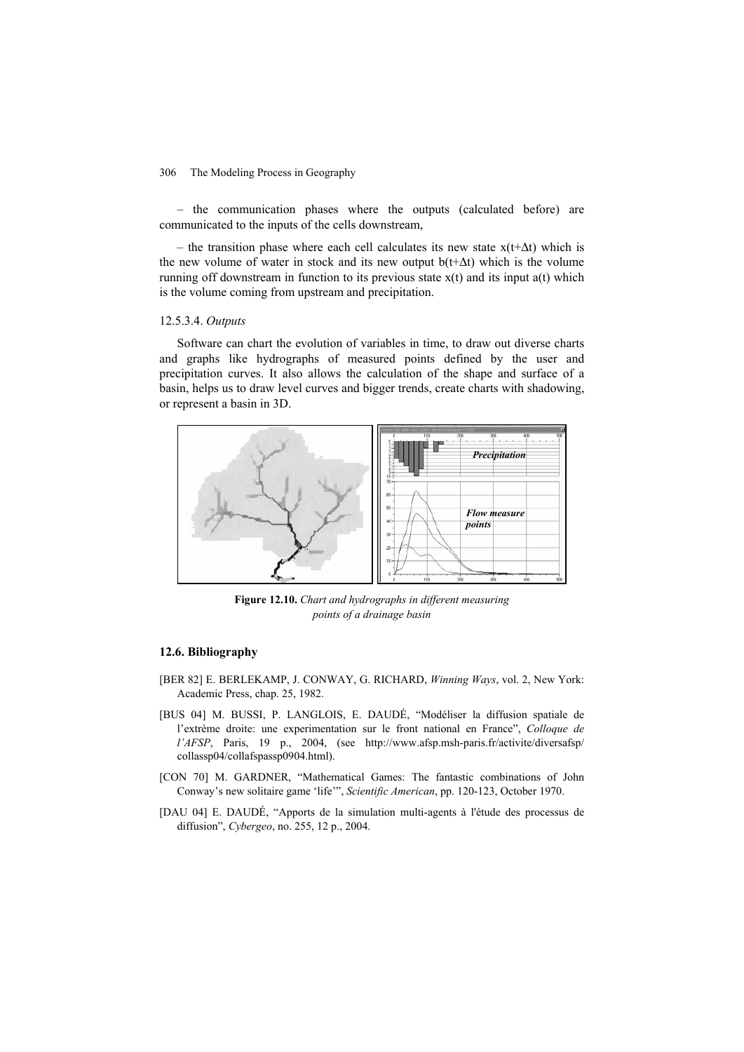– the communication phases where the outputs (calculated before) are communicated to the inputs of the cells downstream,

– the transition phase where each cell calculates its new state $x(t+\Delta t)$ which is the new volume of water in stock and its new output $b(t+\Delta t)$ which is the volume running off downstream in function to its previous state $x(t)$ and its input $a(t)$ which is the volume coming from upstream and precipitation.

#### 12.5.3.4. *Outputs*

Software can chart the evolution of variables in time, to draw out diverse charts and graphs like hydrographs of measured points defined by the user and precipitation curves. It also allows the calculation of the shape and surface of a basin, helps us to draw level curves and bigger trends, create charts with shadowing, or represent a basin in 3D.

**Figure 12.10.** *Chart and hydrographs in different measuring points of a drainage basin*

### 12.6. Bibliography

[BER 82] E. BERLEKAMP, J. CONWAY, G. RICHARD, *Winning Ways*, vol. 2, New York: Academic Press, chap. 25, 1982.

[BUS 04] M. BUSSI, P. LANGLOIS, E. DAUDÉ, "Modéliser la diffusion spatiale de l'extrème droite: une experimentation sur le front national en France", *Colloque de l'AFSP*, Paris, 19 p., 2004, (see http://www.afsp.msh-paris.fr/activite/diversafsp/collassp04/collafspassp0904.html).

[CON 70] M. GARDNER, "Mathematical Games: The fantastic combinations of John Conway's new solitaire game 'life'", *Scientific American*, pp. 120-123, October 1970.

[DAU 04] E. DAUDÉ, "Apports de la simulation multi-agents à l'étude des processus de diffusion", *Cybergeo*, no. 255, 12 p., 2004.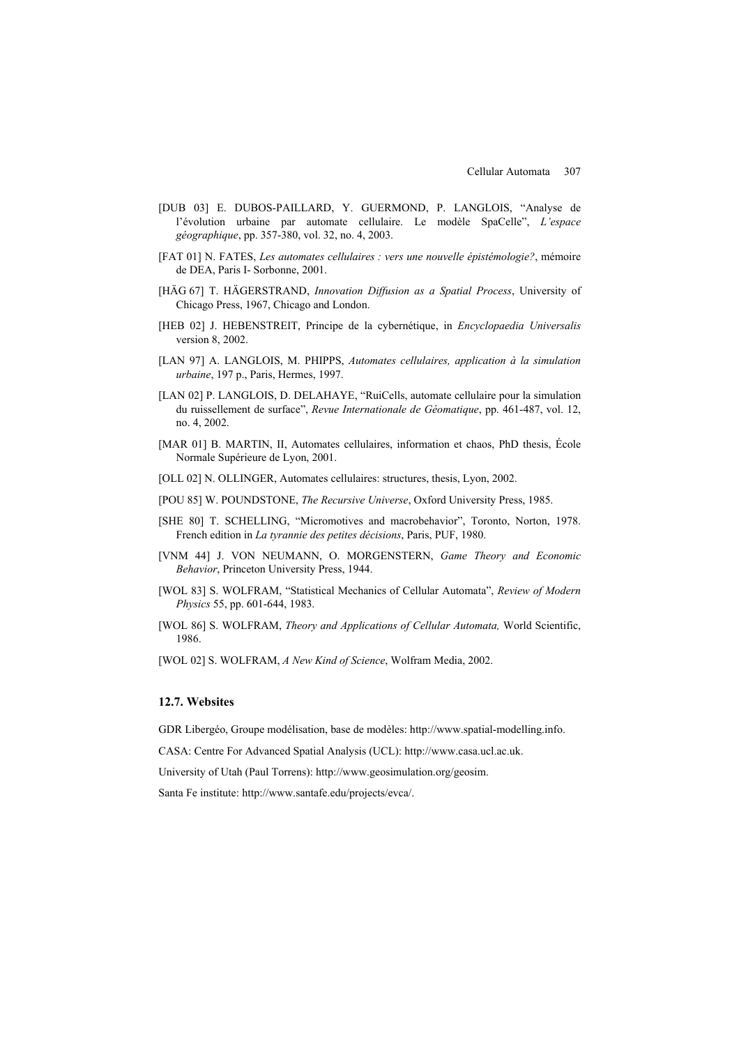[DUB 03] E. DUBOS-PAILLARD, Y. GUERMOND, P. LANGLOIS, "Analyse de l'évolution urbaine par automate cellulaire. Le modèle SpaCelle", *L'espace géographique*, pp. 357-380, vol. 32, no. 4, 2003.

[FAT 01] N. FATES, *Les automates cellulaires : vers une nouvelle épistémologie?*, mémoire de DEA, Paris I- Sorbonne, 2001.

[HÄG 67] T. HÄGERSTRAND, *Innovation Diffusion as a Spatial Process*, University of Chicago Press, 1967, Chicago and London.

[HEB 02] J. HEBENSTREIT, Principe de la cybernétique, in *Encyclopaedia Universalis* version 8, 2002.

[LAN 97] A. LANGLOIS, M. PHIPPS, *Automates cellulaires, application à la simulation urbaine*, 197 p., Paris, Hermes, 1997.

[LAN 02] P. LANGLOIS, D. DELAHAYE, "RuiCells, automate cellulaire pour la simulation du ruissellement de surface", *Revue Internationale de Géomatique*, pp. 461-487, vol. 12, no. 4, 2002.

[MAR 01] B. MARTIN, II, Automates cellulaires, information et chaos, PhD thesis, École Normale Supérieure de Lyon, 2001.

[OLL 02] N. OLLINGER, Automates cellulaires: structures, thesis, Lyon, 2002.

[POU 85] W. POUNDSTONE, *The Recursive Universe*, Oxford University Press, 1985.

[SHE 80] T. SCHELLING, "Micromotives and macrobehavior", Toronto, Norton, 1978. French edition in *La tyrannie des petites décisions*, Paris, PUF, 1980.

[VNM 44] J. VON NEUMANN, O. MORGENSTERN, *Game Theory and Economic Behavior*, Princeton University Press, 1944.

[WOL 83] S. WOLFRAM, "Statistical Mechanics of Cellular Automata", *Review of Modern Physics* 55, pp. 601-644, 1983.

[WOL 86] S. WOLFRAM, *Theory and Applications of Cellular Automata,* World Scientific, 1986.

[WOL 02] S. WOLFRAM, *A New Kind of Science*, Wolfram Media, 2002.

### 12.7. Websites

GDR Libergéo, Groupe modélisation, base de modèles: http://www.spatial-modelling.info.

CASA: Centre For Advanced Spatial Analysis (UCL): http://www.casa.ucl.ac.uk.

University of Utah (Paul Torrens): http://www.geosimulation.org/geosim.

Santa Fe institute: http://www.santafe.edu/projects/evca/.